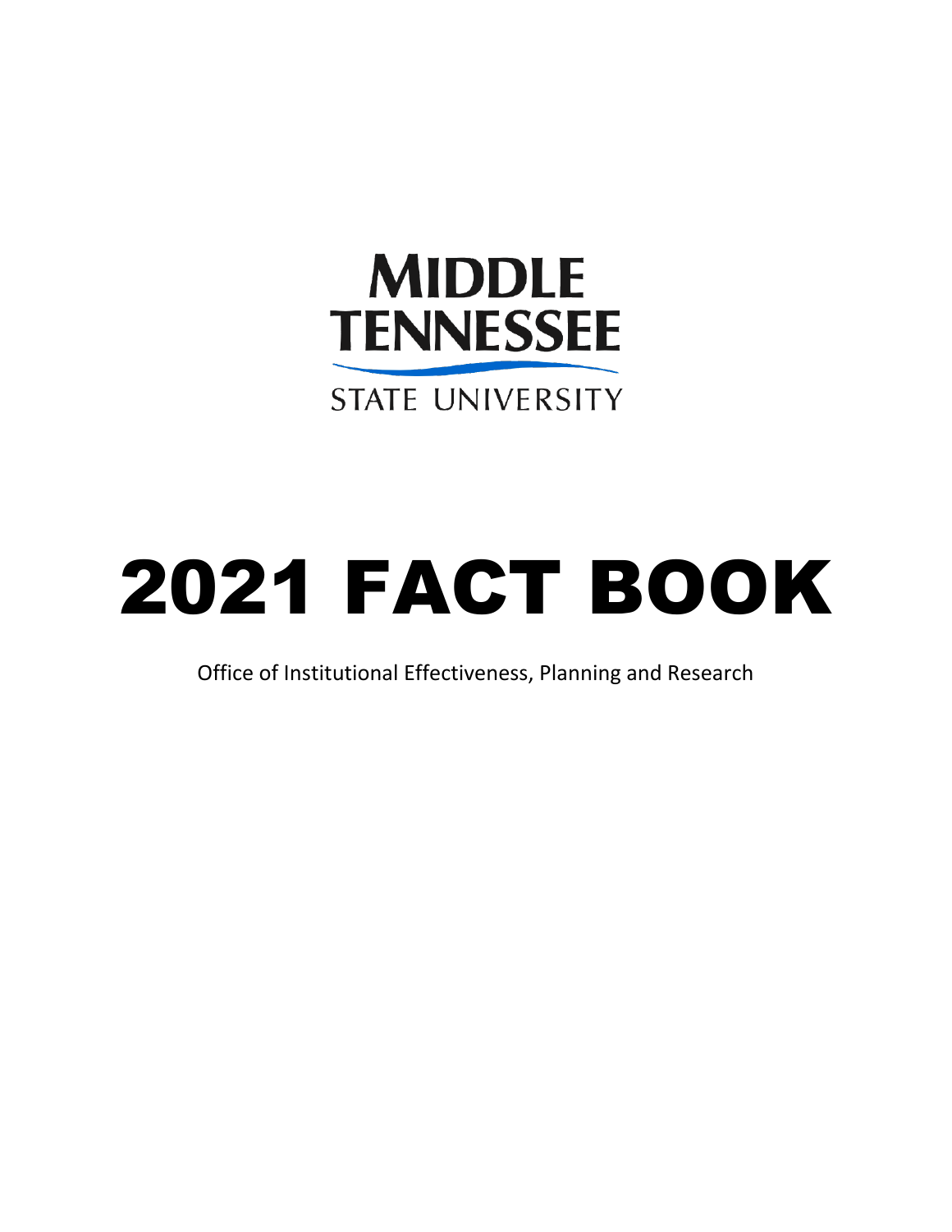MIDDLE TENNESSEE

STATE UNIVERSITY

# 2021 FACT BOOK

Office of Institutional Effectiveness, Planning and Research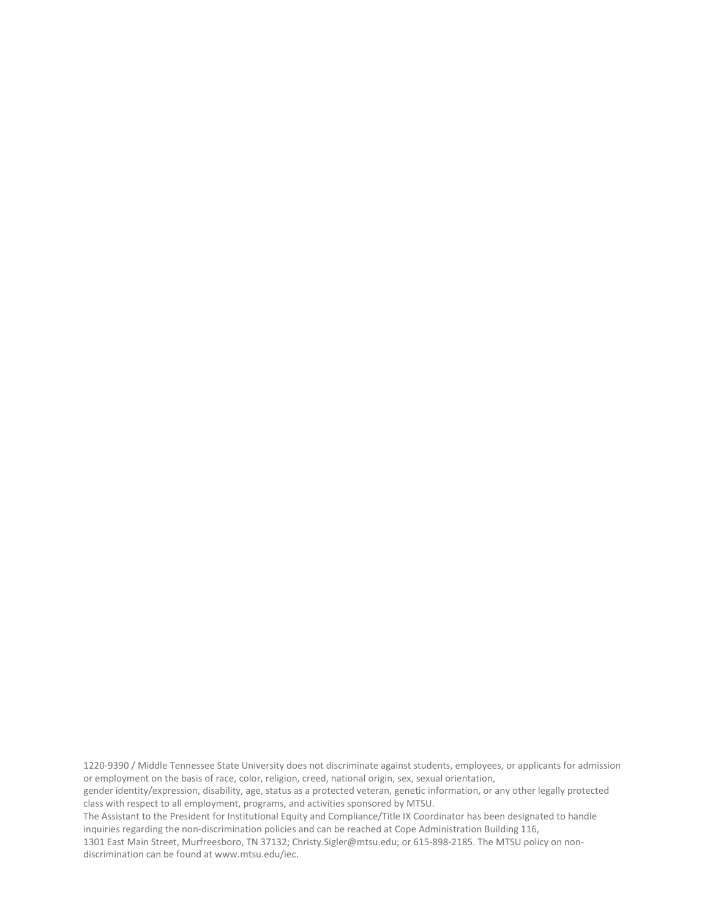1220-9390 / Middle Tennessee State University does not discriminate against students, employees, or applicants for admission or employment on the basis of race, color, religion, creed, national origin, sex, sexual orientation, gender identity/expression, disability, age, status as a protected veteran, genetic information, or any other legally protected class with respect to all employment, programs, and activities sponsored by MTSU.

The Assistant to the President for Institutional Equity and Compliance/Title IX Coordinator has been designated to handle inquiries regarding the non-discrimination policies and can be reached at Cope Administration Building 116, 1301 East Main Street, Murfreesboro, TN 37132; Christy.Sigler@mtsu.edu; or 615-898-2185. The MTSU policy on non-discrimination can be found at www.mtsu.edu/iec.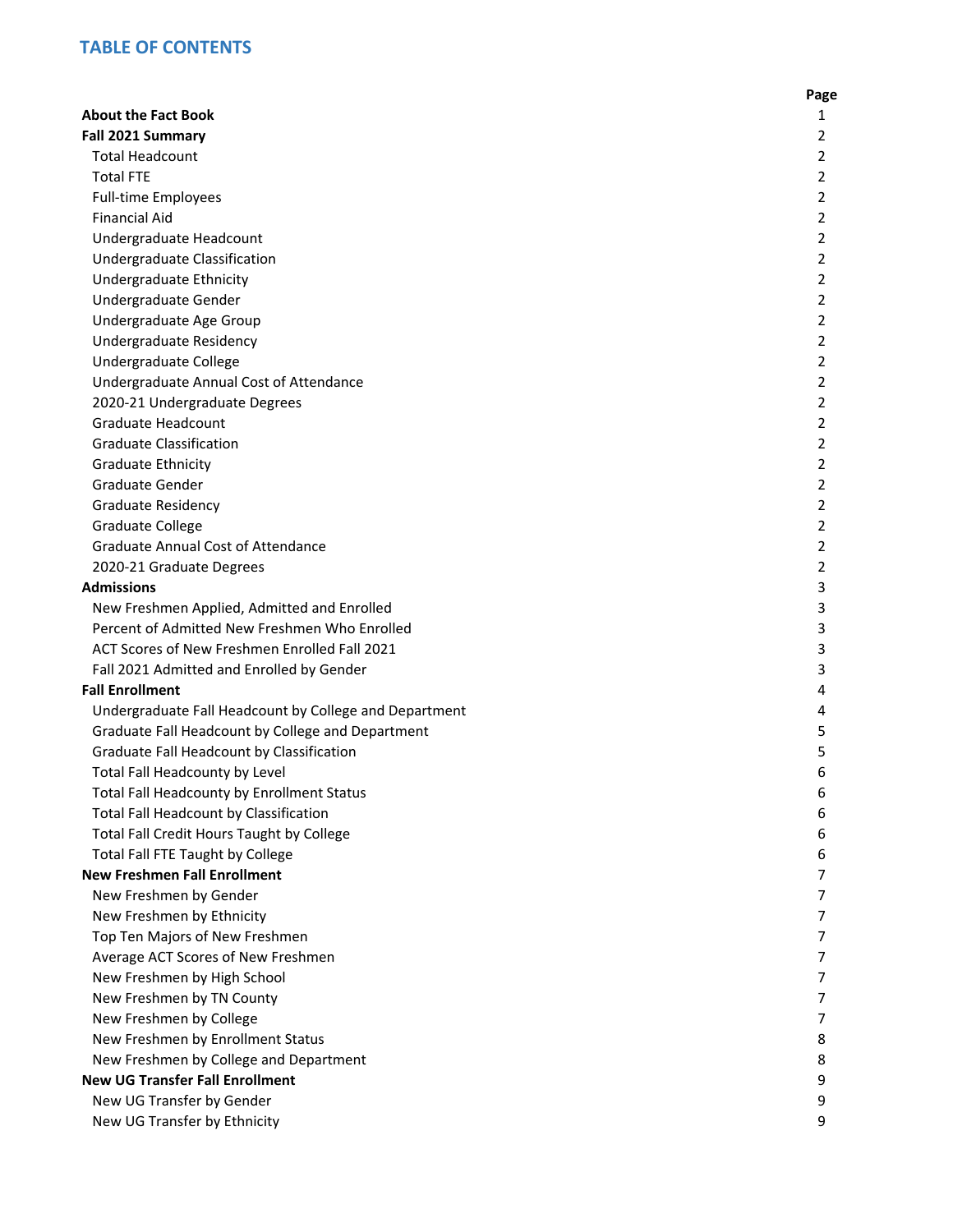# TABLE OF CONTENTS

| | Page |
|---|---|
| **About the Fact Book** | 1 |
| **Fall 2021 Summary** | 2 |
| Total Headcount | 2 |
| Total FTE | 2 |
| Full-time Employees | 2 |
| Financial Aid | 2 |
| Undergraduate Headcount | 2 |
| Undergraduate Classification | 2 |
| Undergraduate Ethnicity | 2 |
| Undergraduate Gender | 2 |
| Undergraduate Age Group | 2 |
| Undergraduate Residency | 2 |
| Undergraduate College | 2 |
| Undergraduate Annual Cost of Attendance | 2 |
| 2020-21 Undergraduate Degrees | 2 |
| Graduate Headcount | 2 |
| Graduate Classification | 2 |
| Graduate Ethnicity | 2 |
| Graduate Gender | 2 |
| Graduate Residency | 2 |
| Graduate College | 2 |
| Graduate Annual Cost of Attendance | 2 |
| 2020-21 Graduate Degrees | 2 |
| **Admissions** | 3 |
| New Freshmen Applied, Admitted and Enrolled | 3 |
| Percent of Admitted New Freshmen Who Enrolled | 3 |
| ACT Scores of New Freshmen Enrolled Fall 2021 | 3 |
| Fall 2021 Admitted and Enrolled by Gender | 3 |
| **Fall Enrollment** | 4 |
| Undergraduate Fall Headcount by College and Department | 4 |
| Graduate Fall Headcount by College and Department | 5 |
| Graduate Fall Headcount by Classification | 5 |
| Total Fall Headcounty by Level | 6 |
| Total Fall Headcounty by Enrollment Status | 6 |
| Total Fall Headcount by Classification | 6 |
| Total Fall Credit Hours Taught by College | 6 |
| Total Fall FTE Taught by College | 6 |
| **New Freshmen Fall Enrollment** | 7 |
| New Freshmen by Gender | 7 |
| New Freshmen by Ethnicity | 7 |
| Top Ten Majors of New Freshmen | 7 |
| Average ACT Scores of New Freshmen | 7 |
| New Freshmen by High School | 7 |
| New Freshmen by TN County | 7 |
| New Freshmen by College | 7 |
| New Freshmen by Enrollment Status | 8 |
| New Freshmen by College and Department | 8 |
| **New UG Transfer Fall Enrollment** | 9 |
| New UG Transfer by Gender | 9 |
| New UG Transfer by Ethnicity | 9 |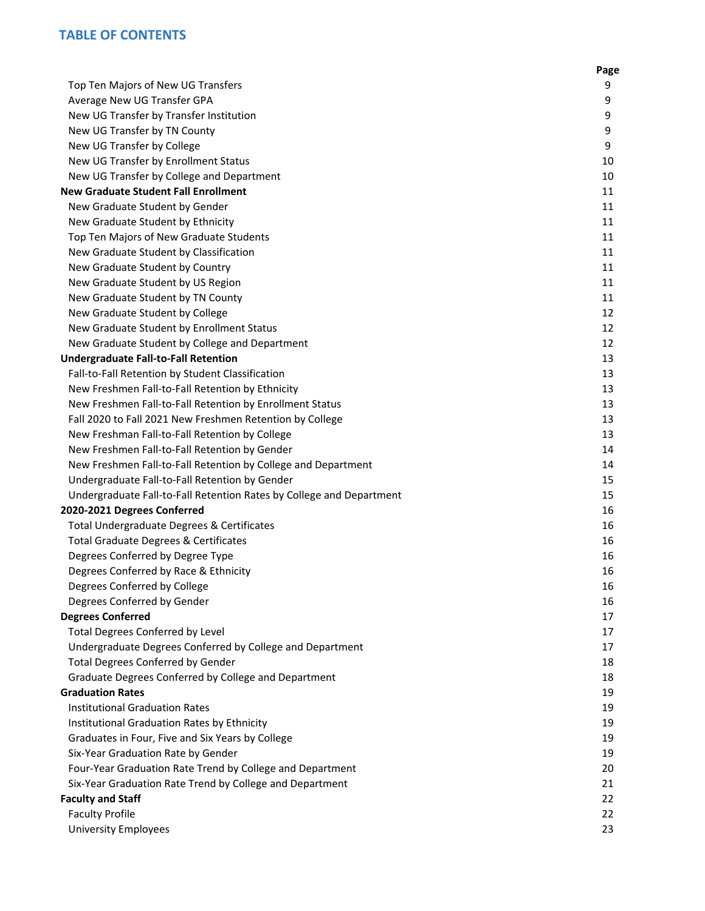## TABLE OF CONTENTS

| | Page |
|---|---|
| Top Ten Majors of New UG Transfers | 9 |
| Average New UG Transfer GPA | 9 |
| New UG Transfer by Transfer Institution | 9 |
| New UG Transfer by TN County | 9 |
| New UG Transfer by College | 9 |
| New UG Transfer by Enrollment Status | 10 |
| New UG Transfer by College and Department | 10 |
| **New Graduate Student Fall Enrollment** | 11 |
| New Graduate Student by Gender | 11 |
| New Graduate Student by Ethnicity | 11 |
| Top Ten Majors of New Graduate Students | 11 |
| New Graduate Student by Classification | 11 |
| New Graduate Student by Country | 11 |
| New Graduate Student by US Region | 11 |
| New Graduate Student by TN County | 11 |
| New Graduate Student by College | 12 |
| New Graduate Student by Enrollment Status | 12 |
| New Graduate Student by College and Department | 12 |
| **Undergraduate Fall-to-Fall Retention** | 13 |
| Fall-to-Fall Retention by Student Classification | 13 |
| New Freshmen Fall-to-Fall Retention by Ethnicity | 13 |
| New Freshmen Fall-to-Fall Retention by Enrollment Status | 13 |
| Fall 2020 to Fall 2021 New Freshmen Retention by College | 13 |
| New Freshman Fall-to-Fall Retention by College | 13 |
| New Freshmen Fall-to-Fall Retention by Gender | 14 |
| New Freshmen Fall-to-Fall Retention by College and Department | 14 |
| Undergraduate Fall-to-Fall Retention by Gender | 15 |
| Undergraduate Fall-to-Fall Retention Rates by College and Department | 15 |
| **2020-2021 Degrees Conferred** | 16 |
| Total Undergraduate Degrees & Certificates | 16 |
| Total Graduate Degrees & Certificates | 16 |
| Degrees Conferred by Degree Type | 16 |
| Degrees Conferred by Race & Ethnicity | 16 |
| Degrees Conferred by College | 16 |
| Degrees Conferred by Gender | 16 |
| **Degrees Conferred** | 17 |
| Total Degrees Conferred by Level | 17 |
| Undergraduate Degrees Conferred by College and Department | 17 |
| Total Degrees Conferred by Gender | 18 |
| Graduate Degrees Conferred by College and Department | 18 |
| **Graduation Rates** | 19 |
| Institutional Graduation Rates | 19 |
| Institutional Graduation Rates by Ethnicity | 19 |
| Graduates in Four, Five and Six Years by College | 19 |
| Six-Year Graduation Rate by Gender | 19 |
| Four-Year Graduation Rate Trend by College and Department | 20 |
| Six-Year Graduation Rate Trend by College and Department | 21 |
| **Faculty and Staff** | 22 |
| Faculty Profile | 22 |
| University Employees | 23 |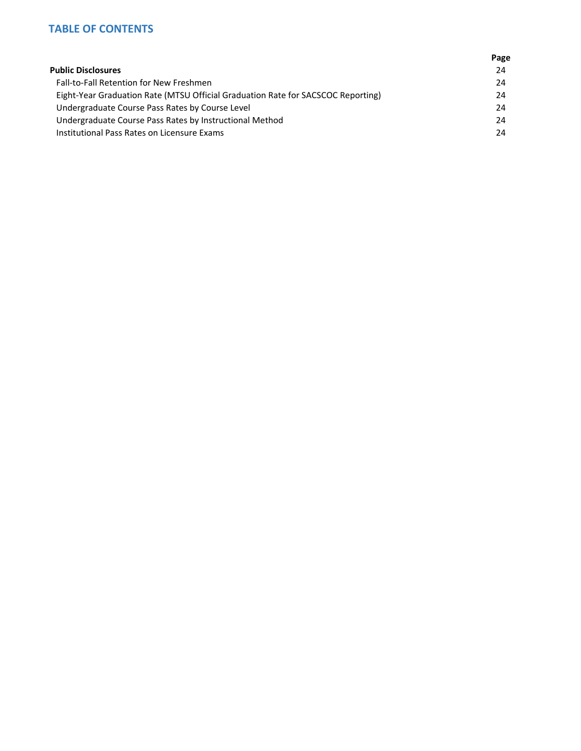## TABLE OF CONTENTS

| | Page |
|---|---|
| **Public Disclosures** | 24 |
| Fall-to-Fall Retention for New Freshmen | 24 |
| Eight-Year Graduation Rate (MTSU Official Graduation Rate for SACSCOC Reporting) | 24 |
| Undergraduate Course Pass Rates by Course Level | 24 |
| Undergraduate Course Pass Rates by Instructional Method | 24 |
| Institutional Pass Rates on Licensure Exams | 24 |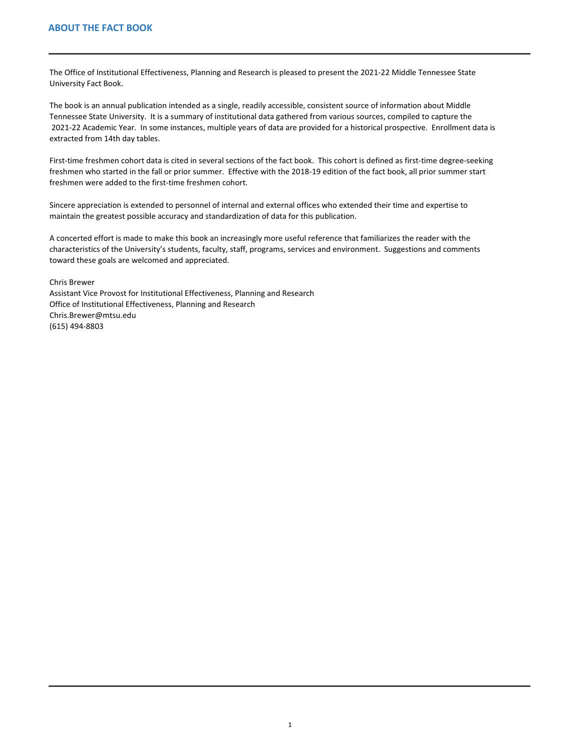# ABOUT THE FACT BOOK

The Office of Institutional Effectiveness, Planning and Research is pleased to present the 2021-22 Middle Tennessee State University Fact Book.

The book is an annual publication intended as a single, readily accessible, consistent source of information about Middle Tennessee State University. It is a summary of institutional data gathered from various sources, compiled to capture the 2021-22 Academic Year. In some instances, multiple years of data are provided for a historical prospective. Enrollment data is extracted from 14th day tables.

First-time freshmen cohort data is cited in several sections of the fact book. This cohort is defined as first-time degree-seeking freshmen who started in the fall or prior summer. Effective with the 2018-19 edition of the fact book, all prior summer start freshmen were added to the first-time freshmen cohort.

Sincere appreciation is extended to personnel of internal and external offices who extended their time and expertise to maintain the greatest possible accuracy and standardization of data for this publication.

A concerted effort is made to make this book an increasingly more useful reference that familiarizes the reader with the characteristics of the University's students, faculty, staff, programs, services and environment. Suggestions and comments toward these goals are welcomed and appreciated.

Chris Brewer  
Assistant Vice Provost for Institutional Effectiveness, Planning and Research  
Office of Institutional Effectiveness, Planning and Research  
Chris.Brewer@mtsu.edu  
(615) 494-8803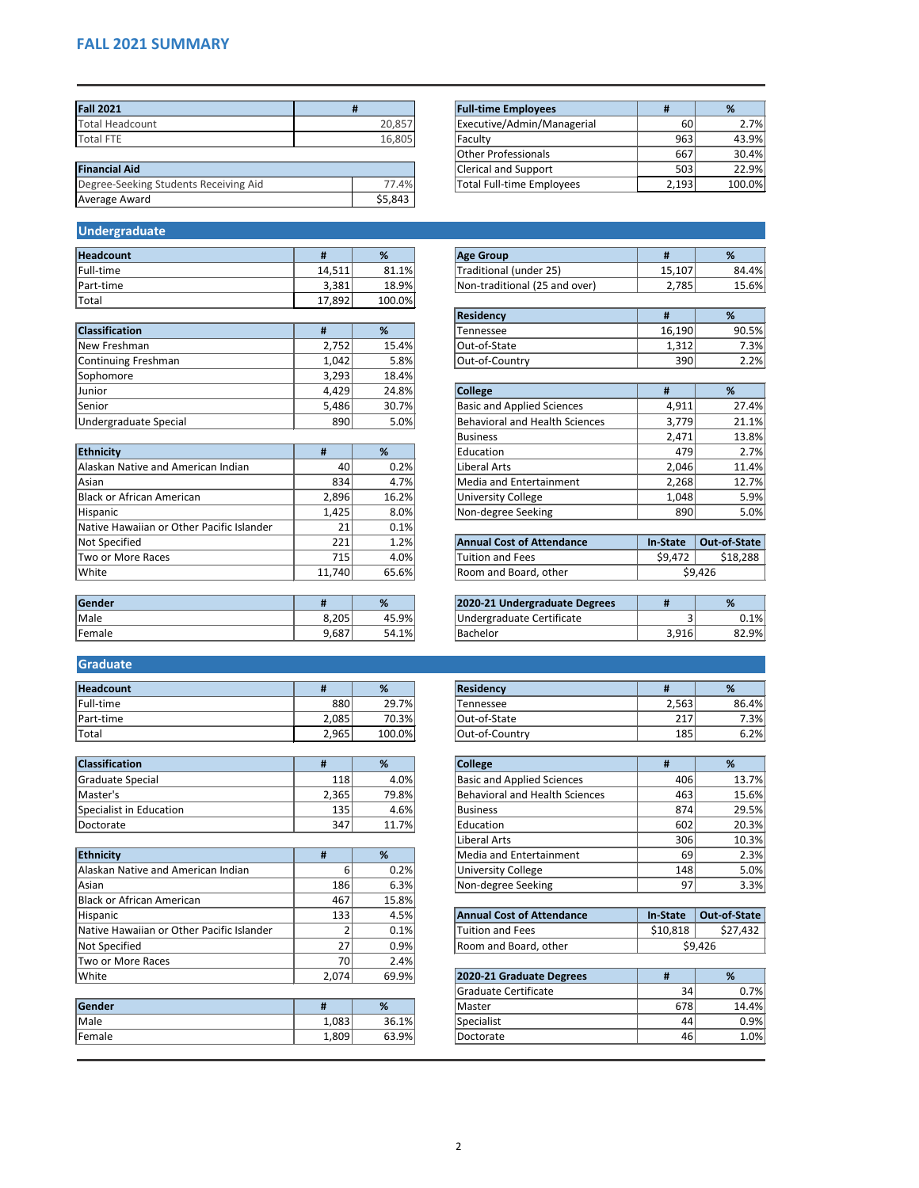# FALL 2021 SUMMARY

| Fall 2021 | # |
|---|---|
| Total Headcount | 20,857 |
| Total FTE | 16,805 |

| Financial Aid | |
|---|---|
| Degree-Seeking Students Receiving Aid | 77.4% |
| Average Award | $5,843 |

| Full-time Employees | # | % |
|---|---|---|
| Executive/Admin/Managerial | 60 | 2.7% |
| Faculty | 963 | 43.9% |
| Other Professionals | 667 | 30.4% |
| Clerical and Support | 503 | 22.9% |
| Total Full-time Employees | 2,193 | 100.0% |

## Undergraduate

| Headcount | # | % |
|---|---|---|
| Full-time | 14,511 | 81.1% |
| Part-time | 3,381 | 18.9% |
| Total | 17,892 | 100.0% |

| Classification | # | % |
|---|---|---|
| New Freshman | 2,752 | 15.4% |
| Continuing Freshman | 1,042 | 5.8% |
| Sophomore | 3,293 | 18.4% |
| Junior | 4,429 | 24.8% |
| Senior | 5,486 | 30.7% |
| Undergraduate Special | 890 | 5.0% |

| Ethnicity | # | % |
|---|---|---|
| Alaskan Native and American Indian | 40 | 0.2% |
| Asian | 834 | 4.7% |
| Black or African American | 2,896 | 16.2% |
| Hispanic | 1,425 | 8.0% |
| Native Hawaiian or Other Pacific Islander | 21 | 0.1% |
| Not Specified | 221 | 1.2% |
| Two or More Races | 715 | 4.0% |
| White | 11,740 | 65.6% |

| Gender | # | % |
|---|---|---|
| Male | 8,205 | 45.9% |
| Female | 9,687 | 54.1% |

| Age Group | # | % |
|---|---|---|
| Traditional (under 25) | 15,107 | 84.4% |
| Non-traditional (25 and over) | 2,785 | 15.6% |

| Residency | # | % |
|---|---|---|
| Tennessee | 16,190 | 90.5% |
| Out-of-State | 1,312 | 7.3% |
| Out-of-Country | 390 | 2.2% |

| College | # | % |
|---|---|---|
| Basic and Applied Sciences | 4,911 | 27.4% |
| Behavioral and Health Sciences | 3,779 | 21.1% |
| Business | 2,471 | 13.8% |
| Education | 479 | 2.7% |
| Liberal Arts | 2,046 | 11.4% |
| Media and Entertainment | 2,268 | 12.7% |
| University College | 1,048 | 5.9% |
| Non-degree Seeking | 890 | 5.0% |

| Annual Cost of Attendance | In-State | Out-of-State |
|---|---|---|
| Tuition and Fees | $9,472 | $18,288 |
| Room and Board, other | $9,426 | |

| 2020-21 Undergraduate Degrees | # | % |
|---|---|---|
| Undergraduate Certificate | 3 | 0.1% |
| Bachelor | 3,916 | 82.9% |

## Graduate

| Headcount | # | % |
|---|---|---|
| Full-time | 880 | 29.7% |
| Part-time | 2,085 | 70.3% |
| Total | 2,965 | 100.0% |

| Classification | # | % |
|---|---|---|
| Graduate Special | 118 | 4.0% |
| Master's | 2,365 | 79.8% |
| Specialist in Education | 135 | 4.6% |
| Doctorate | 347 | 11.7% |

| Ethnicity | # | % |
|---|---|---|
| Alaskan Native and American Indian | 6 | 0.2% |
| Asian | 186 | 6.3% |
| Black or African American | 467 | 15.8% |
| Hispanic | 133 | 4.5% |
| Native Hawaiian or Other Pacific Islander | 2 | 0.1% |
| Not Specified | 27 | 0.9% |
| Two or More Races | 70 | 2.4% |
| White | 2,074 | 69.9% |

| Gender | # | % |
|---|---|---|
| Male | 1,083 | 36.1% |
| Female | 1,809 | 63.9% |

| Residency | # | % |
|---|---|---|
| Tennessee | 2,563 | 86.4% |
| Out-of-State | 217 | 7.3% |
| Out-of-Country | 185 | 6.2% |

| College | # | % |
|---|---|---|
| Basic and Applied Sciences | 406 | 13.7% |
| Behavioral and Health Sciences | 463 | 15.6% |
| Business | 874 | 29.5% |
| Education | 602 | 20.3% |
| Liberal Arts | 306 | 10.3% |
| Media and Entertainment | 69 | 2.3% |
| University College | 148 | 5.0% |
| Non-degree Seeking | 97 | 3.3% |

| Annual Cost of Attendance | In-State | Out-of-State |
|---|---|---|
| Tuition and Fees | $10,818 | $27,432 |
| Room and Board, other | $9,426 | |

| 2020-21 Graduate Degrees | # | % |
|---|---|---|
| Graduate Certificate | 34 | 0.7% |
| Master | 678 | 14.4% |
| Specialist | 44 | 0.9% |
| Doctorate | 46 | 1.0% |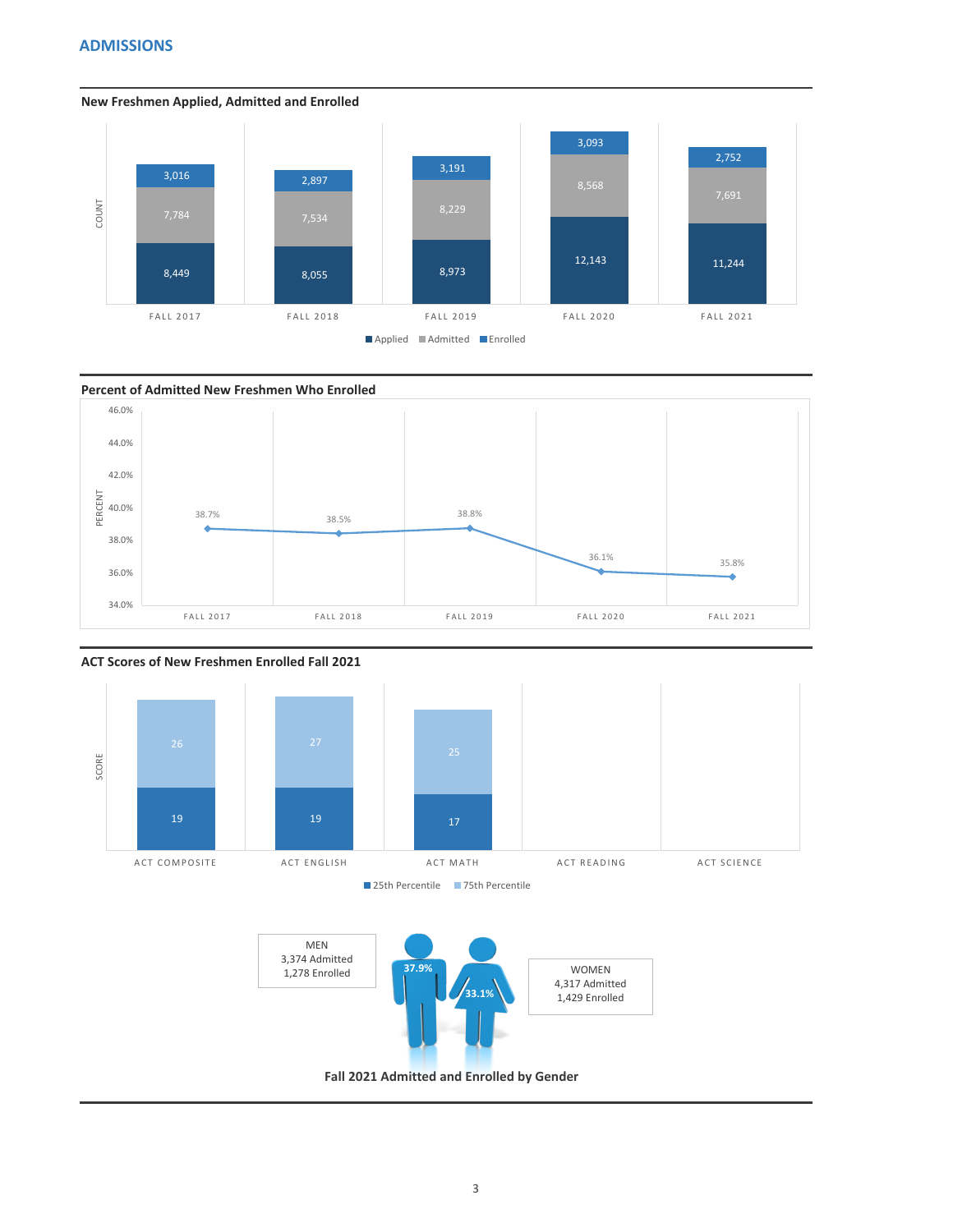# ADMISSIONS

## New Freshmen Applied, Admitted and Enrolled

| | FALL 2017 | FALL 2018 | FALL 2019 | FALL 2020 | FALL 2021 |
|---|---|---|---|---|---|
| Applied | 8,449 | 8,055 | 8,973 | 12,143 | 11,244 |
| Admitted | 7,784 | 7,534 | 8,229 | 8,568 | 7,691 |
| Enrolled | 3,016 | 2,897 | 3,191 | 3,093 | 2,752 |

## Percent of Admitted New Freshmen Who Enrolled

| FALL 2017 | FALL 2018 | FALL 2019 | FALL 2020 | FALL 2021 |
|---|---|---|---|---|
| 38.7% | 38.5% | 38.8% | 36.1% | 35.8% |

## ACT Scores of New Freshmen Enrolled Fall 2021

| | ACT COMPOSITE | ACT ENGLISH | ACT MATH | ACT READING | ACT SCIENCE |
|---|---|---|---|---|---|
| 25th Percentile | 19 | 19 | 17 | | |
| 75th Percentile | 26 | 27 | 25 | | |

MEN
3,374 Admitted
1,278 Enrolled

37.9%

33.1%

WOMEN
4,317 Admitted
1,429 Enrolled

**Fall 2021 Admitted and Enrolled by Gender**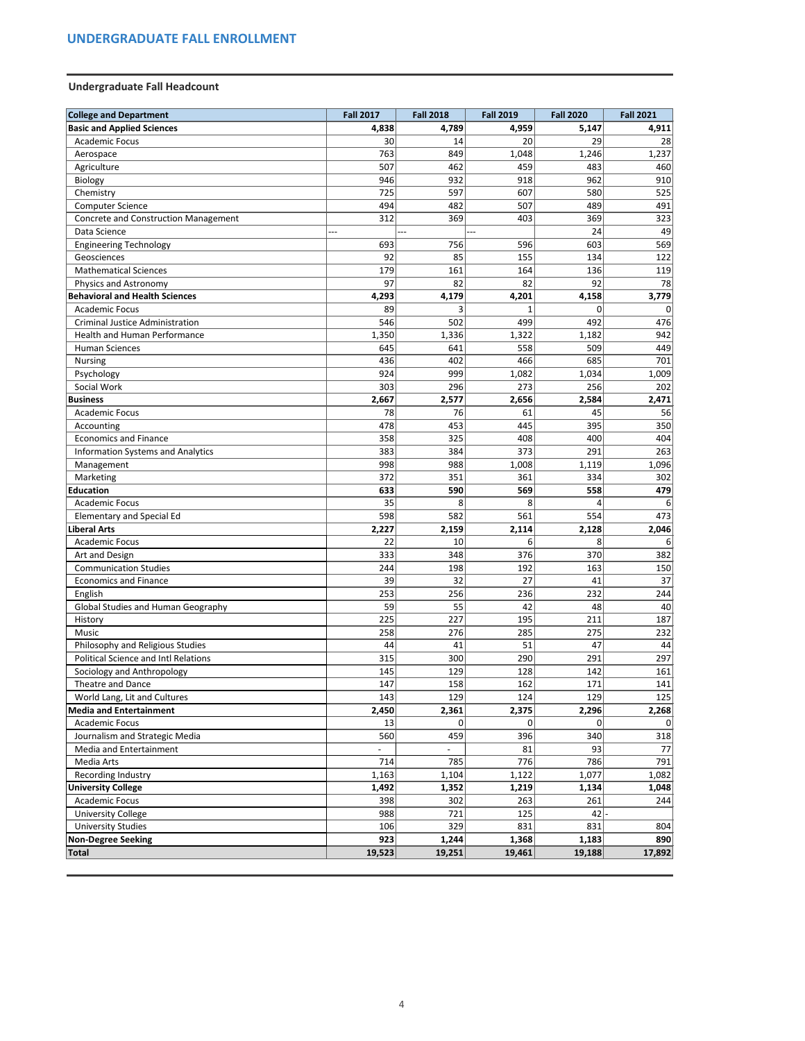## UNDERGRADUATE FALL ENROLLMENT

### Undergraduate Fall Headcount

| College and Department | Fall 2017 | Fall 2018 | Fall 2019 | Fall 2020 | Fall 2021 |
|---|---|---|---|---|---|
| **Basic and Applied Sciences** | **4,838** | **4,789** | **4,959** | **5,147** | **4,911** |
| Academic Focus | 30 | 14 | 20 | 29 | 28 |
| Aerospace | 763 | 849 | 1,048 | 1,246 | 1,237 |
| Agriculture | 507 | 462 | 459 | 483 | 460 |
| Biology | 946 | 932 | 918 | 962 | 910 |
| Chemistry | 725 | 597 | 607 | 580 | 525 |
| Computer Science | 494 | 482 | 507 | 489 | 491 |
| Concrete and Construction Management | 312 | 369 | 403 | 369 | 323 |
| Data Science | --- | --- | --- | 24 | 49 |
| Engineering Technology | 693 | 756 | 596 | 603 | 569 |
| Geosciences | 92 | 85 | 155 | 134 | 122 |
| Mathematical Sciences | 179 | 161 | 164 | 136 | 119 |
| Physics and Astronomy | 97 | 82 | 82 | 92 | 78 |
| **Behavioral and Health Sciences** | **4,293** | **4,179** | **4,201** | **4,158** | **3,779** |
| Academic Focus | 89 | 3 | 1 | 0 | 0 |
| Criminal Justice Administration | 546 | 502 | 499 | 492 | 476 |
| Health and Human Performance | 1,350 | 1,336 | 1,322 | 1,182 | 942 |
| Human Sciences | 645 | 641 | 558 | 509 | 449 |
| Nursing | 436 | 402 | 466 | 685 | 701 |
| Psychology | 924 | 999 | 1,082 | 1,034 | 1,009 |
| Social Work | 303 | 296 | 273 | 256 | 202 |
| **Business** | **2,667** | **2,577** | **2,656** | **2,584** | **2,471** |
| Academic Focus | 78 | 76 | 61 | 45 | 56 |
| Accounting | 478 | 453 | 445 | 395 | 350 |
| Economics and Finance | 358 | 325 | 408 | 400 | 404 |
| Information Systems and Analytics | 383 | 384 | 373 | 291 | 263 |
| Management | 998 | 988 | 1,008 | 1,119 | 1,096 |
| Marketing | 372 | 351 | 361 | 334 | 302 |
| **Education** | **633** | **590** | **569** | **558** | **479** |
| Academic Focus | 35 | 8 | 8 | 4 | 6 |
| Elementary and Special Ed | 598 | 582 | 561 | 554 | 473 |
| **Liberal Arts** | **2,227** | **2,159** | **2,114** | **2,128** | **2,046** |
| Academic Focus | 22 | 10 | 6 | 8 | 6 |
| Art and Design | 333 | 348 | 376 | 370 | 382 |
| Communication Studies | 244 | 198 | 192 | 163 | 150 |
| Economics and Finance | 39 | 32 | 27 | 41 | 37 |
| English | 253 | 256 | 236 | 232 | 244 |
| Global Studies and Human Geography | 59 | 55 | 42 | 48 | 40 |
| History | 225 | 227 | 195 | 211 | 187 |
| Music | 258 | 276 | 285 | 275 | 232 |
| Philosophy and Religious Studies | 44 | 41 | 51 | 47 | 44 |
| Political Science and Intl Relations | 315 | 300 | 290 | 291 | 297 |
| Sociology and Anthropology | 145 | 129 | 128 | 142 | 161 |
| Theatre and Dance | 147 | 158 | 162 | 171 | 141 |
| World Lang, Lit and Cultures | 143 | 129 | 124 | 129 | 125 |
| **Media and Entertainment** | **2,450** | **2,361** | **2,375** | **2,296** | **2,268** |
| Academic Focus | 13 | 0 | 0 | 0 | 0 |
| Journalism and Strategic Media | 560 | 459 | 396 | 340 | 318 |
| Media and Entertainment | - | - | 81 | 93 | 77 |
| Media Arts | 714 | 785 | 776 | 786 | 791 |
| Recording Industry | 1,163 | 1,104 | 1,122 | 1,077 | 1,082 |
| **University College** | **1,492** | **1,352** | **1,219** | **1,134** | **1,048** |
| Academic Focus | 398 | 302 | 263 | 261 | 244 |
| University College | 988 | 721 | 125 | 42 | - |
| University Studies | 106 | 329 | 831 | 831 | 804 |
| **Non-Degree Seeking** | **923** | **1,244** | **1,368** | **1,183** | **890** |
| **Total** | **19,523** | **19,251** | **19,461** | **19,188** | **17,892** |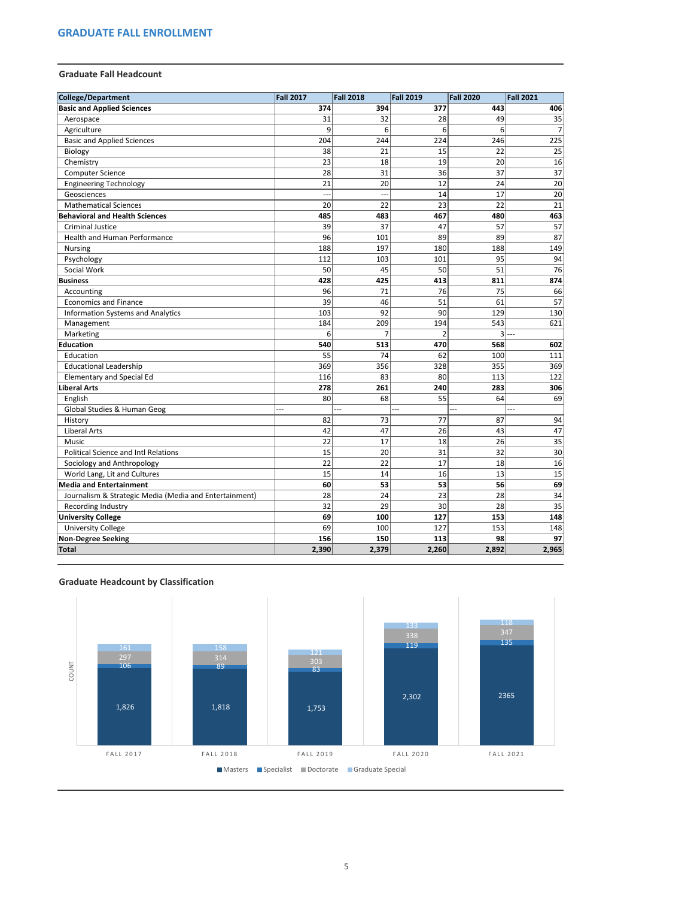## GRADUATE FALL ENROLLMENT

### Graduate Fall Headcount

| College/Department | Fall 2017 | Fall 2018 | Fall 2019 | Fall 2020 | Fall 2021 |
|---|---|---|---|---|---|
| **Basic and Applied Sciences** | **374** | **394** | **377** | **443** | **406** |
| Aerospace | 31 | 32 | 28 | 49 | 35 |
| Agriculture | 9 | 6 | 6 | 6 | 7 |
| Basic and Applied Sciences | 204 | 244 | 224 | 246 | 225 |
| Biology | 38 | 21 | 15 | 22 | 25 |
| Chemistry | 23 | 18 | 19 | 20 | 16 |
| Computer Science | 28 | 31 | 36 | 37 | 37 |
| Engineering Technology | 21 | 20 | 12 | 24 | 20 |
| Geosciences | --- | --- | 14 | 17 | 20 |
| Mathematical Sciences | 20 | 22 | 23 | 22 | 21 |
| **Behavioral and Health Sciences** | **485** | **483** | **467** | **480** | **463** |
| Criminal Justice | 39 | 37 | 47 | 57 | 57 |
| Health and Human Performance | 96 | 101 | 89 | 89 | 87 |
| Nursing | 188 | 197 | 180 | 188 | 149 |
| Psychology | 112 | 103 | 101 | 95 | 94 |
| Social Work | 50 | 45 | 50 | 51 | 76 |
| **Business** | **428** | **425** | **413** | **811** | **874** |
| Accounting | 96 | 71 | 76 | 75 | 66 |
| Economics and Finance | 39 | 46 | 51 | 61 | 57 |
| Information Systems and Analytics | 103 | 92 | 90 | 129 | 130 |
| Management | 184 | 209 | 194 | 543 | 621 |
| Marketing | 6 | 7 | 2 | 3 | --- |
| **Education** | **540** | **513** | **470** | **568** | **602** |
| Education | 55 | 74 | 62 | 100 | 111 |
| Educational Leadership | 369 | 356 | 328 | 355 | 369 |
| Elementary and Special Ed | 116 | 83 | 80 | 113 | 122 |
| **Liberal Arts** | **278** | **261** | **240** | **283** | **306** |
| English | 80 | 68 | 55 | 64 | 69 |
| Global Studies & Human Geog | --- | --- | --- | --- | --- |
| History | 82 | 73 | 77 | 87 | 94 |
| Liberal Arts | 42 | 47 | 26 | 43 | 47 |
| Music | 22 | 17 | 18 | 26 | 35 |
| Political Science and Intl Relations | 15 | 20 | 31 | 32 | 30 |
| Sociology and Anthropology | 22 | 22 | 17 | 18 | 16 |
| World Lang, Lit and Cultures | 15 | 14 | 16 | 13 | 15 |
| **Media and Entertainment** | **60** | **53** | **53** | **56** | **69** |
| Journalism & Strategic Media (Media and Entertainment) | 28 | 24 | 23 | 28 | 34 |
| Recording Industry | 32 | 29 | 30 | 28 | 35 |
| **University College** | **69** | **100** | **127** | **153** | **148** |
| University College | 69 | 100 | 127 | 153 | 148 |
| **Non-Degree Seeking** | **156** | **150** | **113** | **98** | **97** |
| **Total** | **2,390** | **2,379** | **2,260** | **2,892** | **2,965** |

### Graduate Headcount by Classification

| | Fall 2017 | Fall 2018 | Fall 2019 | Fall 2020 | Fall 2021 |
|---|---|---|---|---|---|
| Masters | 1,826 | 1,818 | 1,753 | 2,302 | 2365 |
| Specialist | 106 | 89 | 83 | 119 | 135 |
| Doctorate | 297 | 314 | 303 | 338 | 347 |
| Graduate Special | 161 | 158 | 121 | 133 | 118 |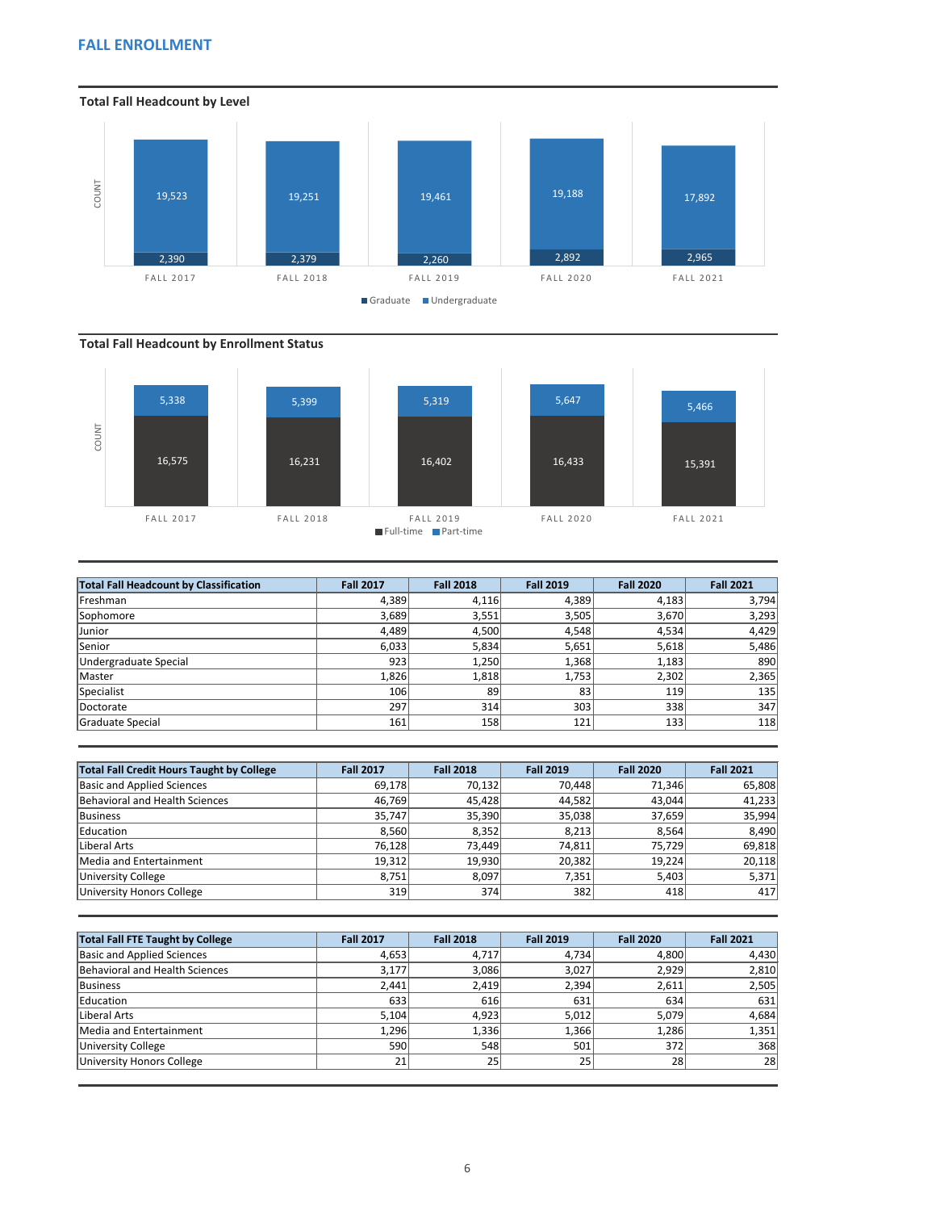## FALL ENROLLMENT

### Total Fall Headcount by Level

| | Fall 2017 | Fall 2018 | Fall 2019 | Fall 2020 | Fall 2021 |
|---|---|---|---|---|---|
| Graduate | 2,390 | 2,379 | 2,260 | 2,892 | 2,965 |
| Undergraduate | 19,523 | 19,251 | 19,461 | 19,188 | 17,892 |

### Total Fall Headcount by Enrollment Status

| | Fall 2017 | Fall 2018 | Fall 2019 | Fall 2020 | Fall 2021 |
|---|---|---|---|---|---|
| Full-time | 16,575 | 16,231 | 16,402 | 16,433 | 15,391 |
| Part-time | 5,338 | 5,399 | 5,319 | 5,647 | 5,466 |

| Total Fall Headcount by Classification | Fall 2017 | Fall 2018 | Fall 2019 | Fall 2020 | Fall 2021 |
|---|---|---|---|---|---|
| Freshman | 4,389 | 4,116 | 4,389 | 4,183 | 3,794 |
| Sophomore | 3,689 | 3,551 | 3,505 | 3,670 | 3,293 |
| Junior | 4,489 | 4,500 | 4,548 | 4,534 | 4,429 |
| Senior | 6,033 | 5,834 | 5,651 | 5,618 | 5,486 |
| Undergraduate Special | 923 | 1,250 | 1,368 | 1,183 | 890 |
| Master | 1,826 | 1,818 | 1,753 | 2,302 | 2,365 |
| Specialist | 106 | 89 | 83 | 119 | 135 |
| Doctorate | 297 | 314 | 303 | 338 | 347 |
| Graduate Special | 161 | 158 | 121 | 133 | 118 |

| Total Fall Credit Hours Taught by College | Fall 2017 | Fall 2018 | Fall 2019 | Fall 2020 | Fall 2021 |
|---|---|---|---|---|---|
| Basic and Applied Sciences | 69,178 | 70,132 | 70,448 | 71,346 | 65,808 |
| Behavioral and Health Sciences | 46,769 | 45,428 | 44,582 | 43,044 | 41,233 |
| Business | 35,747 | 35,390 | 35,038 | 37,659 | 35,994 |
| Education | 8,560 | 8,352 | 8,213 | 8,564 | 8,490 |
| Liberal Arts | 76,128 | 73,449 | 74,811 | 75,729 | 69,818 |
| Media and Entertainment | 19,312 | 19,930 | 20,382 | 19,224 | 20,118 |
| University College | 8,751 | 8,097 | 7,351 | 5,403 | 5,371 |
| University Honors College | 319 | 374 | 382 | 418 | 417 |

| Total Fall FTE Taught by College | Fall 2017 | Fall 2018 | Fall 2019 | Fall 2020 | Fall 2021 |
|---|---|---|---|---|---|
| Basic and Applied Sciences | 4,653 | 4,717 | 4,734 | 4,800 | 4,430 |
| Behavioral and Health Sciences | 3,177 | 3,086 | 3,027 | 2,929 | 2,810 |
| Business | 2,441 | 2,419 | 2,394 | 2,611 | 2,505 |
| Education | 633 | 616 | 631 | 634 | 631 |
| Liberal Arts | 5,104 | 4,923 | 5,012 | 5,079 | 4,684 |
| Media and Entertainment | 1,296 | 1,336 | 1,366 | 1,286 | 1,351 |
| University College | 590 | 548 | 501 | 372 | 368 |
| University Honors College | 21 | 25 | 25 | 28 | 28 |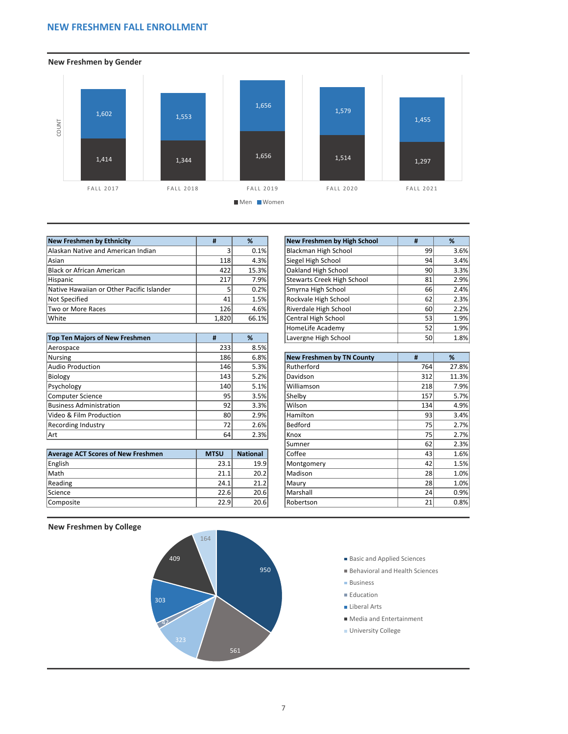# NEW FRESHMEN FALL ENROLLMENT

## New Freshmen by Gender

| | Fall 2017 | Fall 2018 | Fall 2019 | Fall 2020 | Fall 2021 |
|---|---|---|---|---|---|
| Men | 1,414 | 1,344 | 1,656 | 1,514 | 1,297 |
| Women | 1,602 | 1,553 | 1,656 | 1,579 | 1,455 |

| New Freshmen by Ethnicity | # | % |
|---|---|---|
| Alaskan Native and American Indian | 3 | 0.1% |
| Asian | 118 | 4.3% |
| Black or African American | 422 | 15.3% |
| Hispanic | 217 | 7.9% |
| Native Hawaiian or Other Pacific Islander | 5 | 0.2% |
| Not Specified | 41 | 1.5% |
| Two or More Races | 126 | 4.6% |
| White | 1,820 | 66.1% |

| Top Ten Majors of New Freshmen | # | % |
|---|---|---|
| Aerospace | 233 | 8.5% |
| Nursing | 186 | 6.8% |
| Audio Production | 146 | 5.3% |
| Biology | 143 | 5.2% |
| Psychology | 140 | 5.1% |
| Computer Science | 95 | 3.5% |
| Business Administration | 92 | 3.3% |
| Video & Film Production | 80 | 2.9% |
| Recording Industry | 72 | 2.6% |
| Art | 64 | 2.3% |

| Average ACT Scores of New Freshmen | MTSU | National |
|---|---|---|
| English | 23.1 | 19.9 |
| Math | 21.1 | 20.2 |
| Reading | 24.1 | 21.2 |
| Science | 22.6 | 20.6 |
| Composite | 22.9 | 20.6 |

| New Freshmen by High School | # | % |
|---|---|---|
| Blackman High School | 99 | 3.6% |
| Siegel High School | 94 | 3.4% |
| Oakland High School | 90 | 3.3% |
| Stewarts Creek High School | 81 | 2.9% |
| Smyrna High School | 66 | 2.4% |
| Rockvale High School | 62 | 2.3% |
| Riverdale High School | 60 | 2.2% |
| Central High School | 53 | 1.9% |
| HomeLife Academy | 52 | 1.9% |
| Lavergne High School | 50 | 1.8% |

| New Freshmen by TN County | # | % |
|---|---|---|
| Rutherford | 764 | 27.8% |
| Davidson | 312 | 11.3% |
| Williamson | 218 | 7.9% |
| Shelby | 157 | 5.7% |
| Wilson | 134 | 4.9% |
| Hamilton | 93 | 3.4% |
| Bedford | 75 | 2.7% |
| Knox | 75 | 2.7% |
| Sumner | 62 | 2.3% |
| Coffee | 43 | 1.6% |
| Montgomery | 42 | 1.5% |
| Madison | 28 | 1.0% |
| Maury | 28 | 1.0% |
| Marshall | 24 | 0.9% |
| Robertson | 21 | 0.8% |

## New Freshmen by College

| College | # |
|---|---|
| Basic and Applied Sciences | 950 |
| Behavioral and Health Sciences | 561 |
| Business | 323 |
| Education | 42 |
| Liberal Arts | 303 |
| Media and Entertainment | 409 |
| University College | 164 |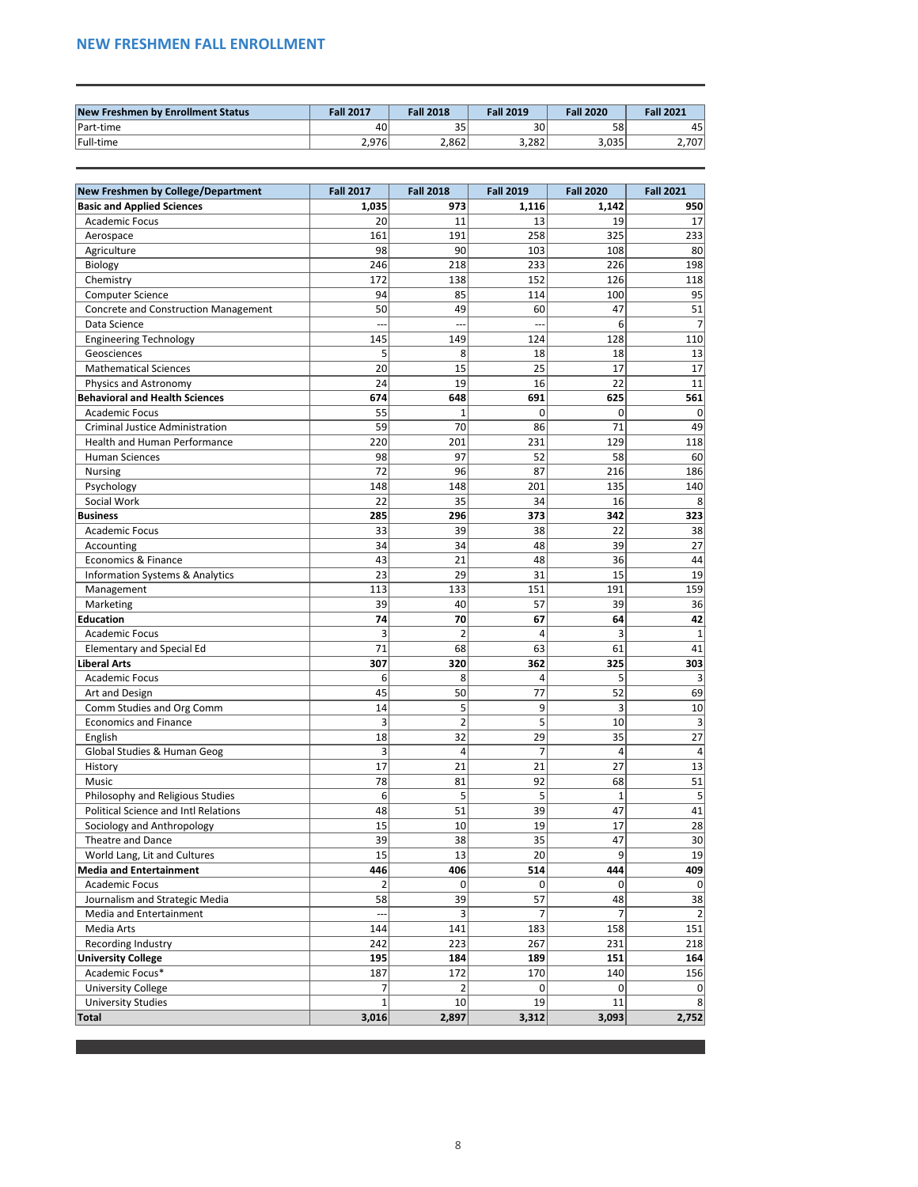## NEW FRESHMEN FALL ENROLLMENT

| New Freshmen by Enrollment Status | Fall 2017 | Fall 2018 | Fall 2019 | Fall 2020 | Fall 2021 |
|---|---|---|---|---|---|
| Part-time | 40 | 35 | 30 | 58 | 45 |
| Full-time | 2,976 | 2,862 | 3,282 | 3,035 | 2,707 |

| New Freshmen by College/Department | Fall 2017 | Fall 2018 | Fall 2019 | Fall 2020 | Fall 2021 |
|---|---|---|---|---|---|
| **Basic and Applied Sciences** | **1,035** | **973** | **1,116** | **1,142** | **950** |
| Academic Focus | 20 | 11 | 13 | 19 | 17 |
| Aerospace | 161 | 191 | 258 | 325 | 233 |
| Agriculture | 98 | 90 | 103 | 108 | 80 |
| Biology | 246 | 218 | 233 | 226 | 198 |
| Chemistry | 172 | 138 | 152 | 126 | 118 |
| Computer Science | 94 | 85 | 114 | 100 | 95 |
| Concrete and Construction Management | 50 | 49 | 60 | 47 | 51 |
| Data Science | --- | --- | --- | 6 | 7 |
| Engineering Technology | 145 | 149 | 124 | 128 | 110 |
| Geosciences | 5 | 8 | 18 | 18 | 13 |
| Mathematical Sciences | 20 | 15 | 25 | 17 | 17 |
| Physics and Astronomy | 24 | 19 | 16 | 22 | 11 |
| **Behavioral and Health Sciences** | **674** | **648** | **691** | **625** | **561** |
| Academic Focus | 55 | 1 | 0 | 0 | 0 |
| Criminal Justice Administration | 59 | 70 | 86 | 71 | 49 |
| Health and Human Performance | 220 | 201 | 231 | 129 | 118 |
| Human Sciences | 98 | 97 | 52 | 58 | 60 |
| Nursing | 72 | 96 | 87 | 216 | 186 |
| Psychology | 148 | 148 | 201 | 135 | 140 |
| Social Work | 22 | 35 | 34 | 16 | 8 |
| **Business** | **285** | **296** | **373** | **342** | **323** |
| Academic Focus | 33 | 39 | 38 | 22 | 38 |
| Accounting | 34 | 34 | 48 | 39 | 27 |
| Economics & Finance | 43 | 21 | 48 | 36 | 44 |
| Information Systems & Analytics | 23 | 29 | 31 | 15 | 19 |
| Management | 113 | 133 | 151 | 191 | 159 |
| Marketing | 39 | 40 | 57 | 39 | 36 |
| **Education** | **74** | **70** | **67** | **64** | **42** |
| Academic Focus | 3 | 2 | 4 | 3 | 1 |
| Elementary and Special Ed | 71 | 68 | 63 | 61 | 41 |
| **Liberal Arts** | **307** | **320** | **362** | **325** | **303** |
| Academic Focus | 6 | 8 | 4 | 5 | 3 |
| Art and Design | 45 | 50 | 77 | 52 | 69 |
| Comm Studies and Org Comm | 14 | 5 | 9 | 3 | 10 |
| Economics and Finance | 3 | 2 | 5 | 10 | 3 |
| English | 18 | 32 | 29 | 35 | 27 |
| Global Studies & Human Geog | 3 | 4 | 7 | 4 | 4 |
| History | 17 | 21 | 21 | 27 | 13 |
| Music | 78 | 81 | 92 | 68 | 51 |
| Philosophy and Religious Studies | 6 | 5 | 5 | 1 | 5 |
| Political Science and Intl Relations | 48 | 51 | 39 | 47 | 41 |
| Sociology and Anthropology | 15 | 10 | 19 | 17 | 28 |
| Theatre and Dance | 39 | 38 | 35 | 47 | 30 |
| World Lang, Lit and Cultures | 15 | 13 | 20 | 9 | 19 |
| **Media and Entertainment** | **446** | **406** | **514** | **444** | **409** |
| Academic Focus | 2 | 0 | 0 | 0 | 0 |
| Journalism and Strategic Media | 58 | 39 | 57 | 48 | 38 |
| Media and Entertainment | --- | 3 | 7 | 7 | 2 |
| Media Arts | 144 | 141 | 183 | 158 | 151 |
| Recording Industry | 242 | 223 | 267 | 231 | 218 |
| **University College** | **195** | **184** | **189** | **151** | **164** |
| Academic Focus* | 187 | 172 | 170 | 140 | 156 |
| University College | 7 | 2 | 0 | 0 | 0 |
| University Studies | 1 | 10 | 19 | 11 | 8 |
| **Total** | **3,016** | **2,897** | **3,312** | **3,093** | **2,752** |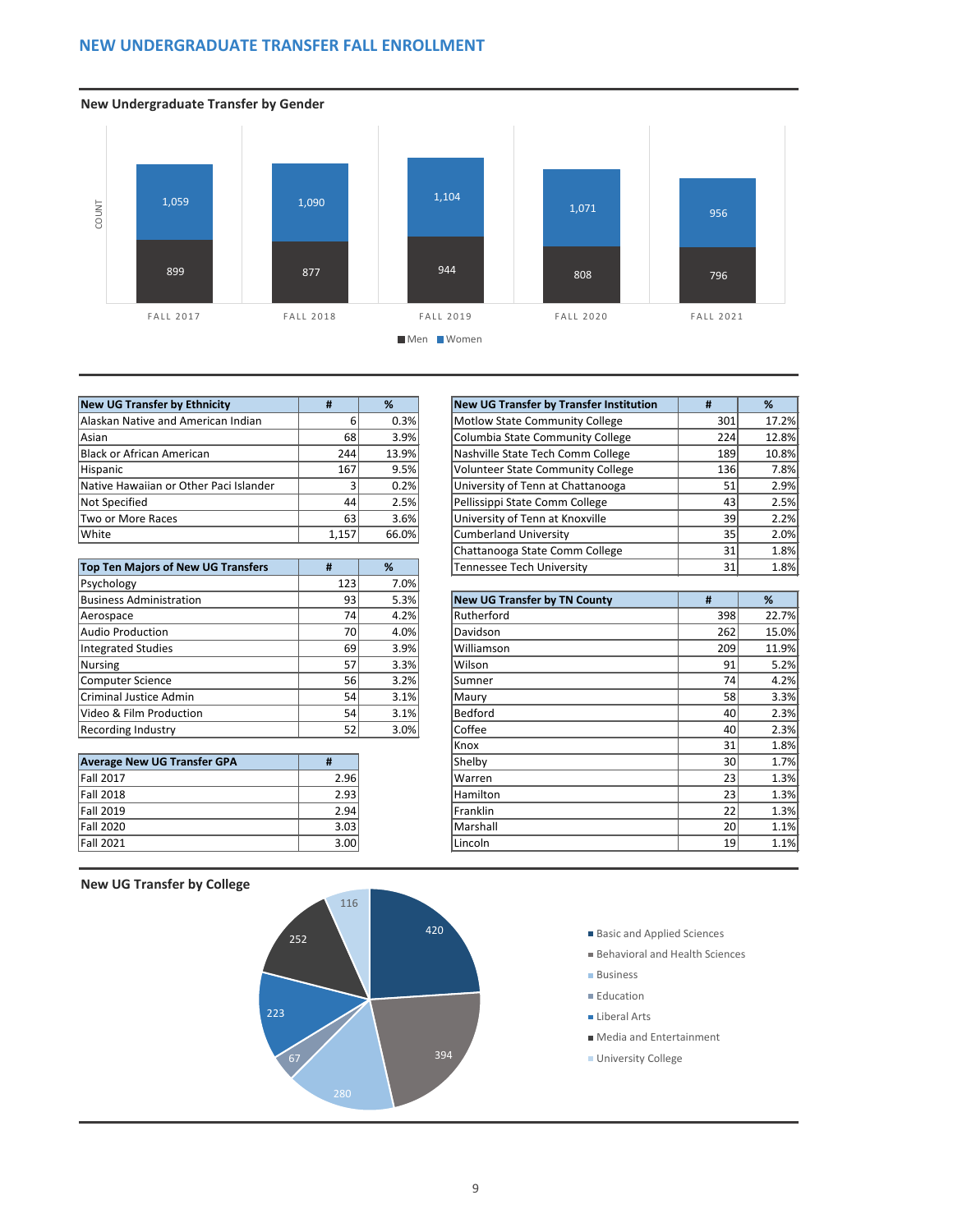## NEW UNDERGRADUATE TRANSFER FALL ENROLLMENT

### New Undergraduate Transfer by Gender

| | Fall 2017 | Fall 2018 | Fall 2019 | Fall 2020 | Fall 2021 |
|---|---|---|---|---|---|
| Men | 899 | 877 | 944 | 808 | 796 |
| Women | 1,059 | 1,090 | 1,104 | 1,071 | 956 |

| New UG Transfer by Ethnicity | # | % |
|---|---|---|
| Alaskan Native and American Indian | 6 | 0.3% |
| Asian | 68 | 3.9% |
| Black or African American | 244 | 13.9% |
| Hispanic | 167 | 9.5% |
| Native Hawaiian or Other Paci Islander | 3 | 0.2% |
| Not Specified | 44 | 2.5% |
| Two or More Races | 63 | 3.6% |
| White | 1,157 | 66.0% |

| Top Ten Majors of New UG Transfers | # | % |
|---|---|---|
| Psychology | 123 | 7.0% |
| Business Administration | 93 | 5.3% |
| Aerospace | 74 | 4.2% |
| Audio Production | 70 | 4.0% |
| Integrated Studies | 69 | 3.9% |
| Nursing | 57 | 3.3% |
| Computer Science | 56 | 3.2% |
| Criminal Justice Admin | 54 | 3.1% |
| Video & Film Production | 54 | 3.1% |
| Recording Industry | 52 | 3.0% |

| Average New UG Transfer GPA | # |
|---|---|
| Fall 2017 | 2.96 |
| Fall 2018 | 2.93 |
| Fall 2019 | 2.94 |
| Fall 2020 | 3.03 |
| Fall 2021 | 3.00 |

| New UG Transfer by Transfer Institution | # | % |
|---|---|---|
| Motlow State Community College | 301 | 17.2% |
| Columbia State Community College | 224 | 12.8% |
| Nashville State Tech Comm College | 189 | 10.8% |
| Volunteer State Community College | 136 | 7.8% |
| University of Tenn at Chattanooga | 51 | 2.9% |
| Pellissippi State Comm College | 43 | 2.5% |
| University of Tenn at Knoxville | 39 | 2.2% |
| Cumberland University | 35 | 2.0% |
| Chattanooga State Comm College | 31 | 1.8% |
| Tennessee Tech University | 31 | 1.8% |

| New UG Transfer by TN County | # | % |
|---|---|---|
| Rutherford | 398 | 22.7% |
| Davidson | 262 | 15.0% |
| Williamson | 209 | 11.9% |
| Wilson | 91 | 5.2% |
| Sumner | 74 | 4.2% |
| Maury | 58 | 3.3% |
| Bedford | 40 | 2.3% |
| Coffee | 40 | 2.3% |
| Knox | 31 | 1.8% |
| Shelby | 30 | 1.7% |
| Warren | 23 | 1.3% |
| Hamilton | 23 | 1.3% |
| Franklin | 22 | 1.3% |
| Marshall | 20 | 1.1% |
| Lincoln | 19 | 1.1% |

### New UG Transfer by College

| College | # |
|---|---|
| Basic and Applied Sciences | 420 |
| Behavioral and Health Sciences | 394 |
| Business | 280 |
| Education | 67 |
| Liberal Arts | 223 |
| Media and Entertainment | 252 |
| University College | 116 |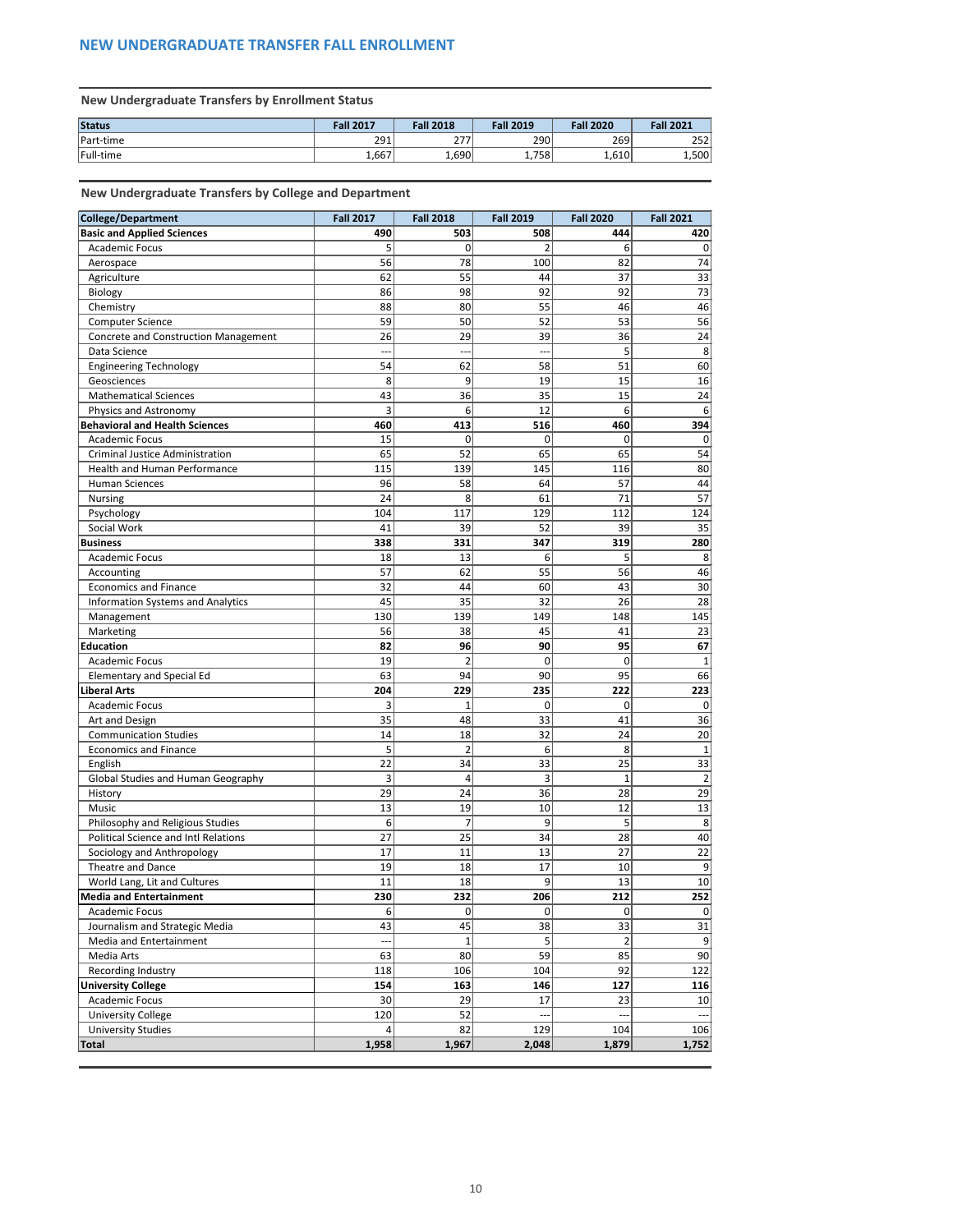# NEW UNDERGRADUATE TRANSFER FALL ENROLLMENT

## New Undergraduate Transfers by Enrollment Status

| Status | Fall 2017 | Fall 2018 | Fall 2019 | Fall 2020 | Fall 2021 |
|---|---|---|---|---|---|
| Part-time | 291 | 277 | 290 | 269 | 252 |
| Full-time | 1,667 | 1,690 | 1,758 | 1,610 | 1,500 |

## New Undergraduate Transfers by College and Department

| College/Department | Fall 2017 | Fall 2018 | Fall 2019 | Fall 2020 | Fall 2021 |
|---|---|---|---|---|---|
| **Basic and Applied Sciences** | **490** | **503** | **508** | **444** | **420** |
| Academic Focus | 5 | 0 | 2 | 6 | 0 |
| Aerospace | 56 | 78 | 100 | 82 | 74 |
| Agriculture | 62 | 55 | 44 | 37 | 33 |
| Biology | 86 | 98 | 92 | 92 | 73 |
| Chemistry | 88 | 80 | 55 | 46 | 46 |
| Computer Science | 59 | 50 | 52 | 53 | 56 |
| Concrete and Construction Management | 26 | 29 | 39 | 36 | 24 |
| Data Science | --- | --- | --- | 5 | 8 |
| Engineering Technology | 54 | 62 | 58 | 51 | 60 |
| Geosciences | 8 | 9 | 19 | 15 | 16 |
| Mathematical Sciences | 43 | 36 | 35 | 15 | 24 |
| Physics and Astronomy | 3 | 6 | 12 | 6 | 6 |
| **Behavioral and Health Sciences** | **460** | **413** | **516** | **460** | **394** |
| Academic Focus | 15 | 0 | 0 | 0 | 0 |
| Criminal Justice Administration | 65 | 52 | 65 | 65 | 54 |
| Health and Human Performance | 115 | 139 | 145 | 116 | 80 |
| Human Sciences | 96 | 58 | 64 | 57 | 44 |
| Nursing | 24 | 8 | 61 | 71 | 57 |
| Psychology | 104 | 117 | 129 | 112 | 124 |
| Social Work | 41 | 39 | 52 | 39 | 35 |
| **Business** | **338** | **331** | **347** | **319** | **280** |
| Academic Focus | 18 | 13 | 6 | 5 | 8 |
| Accounting | 57 | 62 | 55 | 56 | 46 |
| Economics and Finance | 32 | 44 | 60 | 43 | 30 |
| Information Systems and Analytics | 45 | 35 | 32 | 26 | 28 |
| Management | 130 | 139 | 149 | 148 | 145 |
| Marketing | 56 | 38 | 45 | 41 | 23 |
| **Education** | **82** | **96** | **90** | **95** | **67** |
| Academic Focus | 19 | 2 | 0 | 0 | 1 |
| Elementary and Special Ed | 63 | 94 | 90 | 95 | 66 |
| **Liberal Arts** | **204** | **229** | **235** | **222** | **223** |
| Academic Focus | 3 | 1 | 0 | 0 | 0 |
| Art and Design | 35 | 48 | 33 | 41 | 36 |
| Communication Studies | 14 | 18 | 32 | 24 | 20 |
| Economics and Finance | 5 | 2 | 6 | 8 | 1 |
| English | 22 | 34 | 33 | 25 | 33 |
| Global Studies and Human Geography | 3 | 4 | 3 | 1 | 2 |
| History | 29 | 24 | 36 | 28 | 29 |
| Music | 13 | 19 | 10 | 12 | 13 |
| Philosophy and Religious Studies | 6 | 7 | 9 | 5 | 8 |
| Political Science and Intl Relations | 27 | 25 | 34 | 28 | 40 |
| Sociology and Anthropology | 17 | 11 | 13 | 27 | 22 |
| Theatre and Dance | 19 | 18 | 17 | 10 | 9 |
| World Lang, Lit and Cultures | 11 | 18 | 9 | 13 | 10 |
| **Media and Entertainment** | **230** | **232** | **206** | **212** | **252** |
| Academic Focus | 6 | 0 | 0 | 0 | 0 |
| Journalism and Strategic Media | 43 | 45 | 38 | 33 | 31 |
| Media and Entertainment | --- | 1 | 5 | 2 | 9 |
| Media Arts | 63 | 80 | 59 | 85 | 90 |
| Recording Industry | 118 | 106 | 104 | 92 | 122 |
| **University College** | **154** | **163** | **146** | **127** | **116** |
| Academic Focus | 30 | 29 | 17 | 23 | 10 |
| University College | 120 | 52 | --- | --- | --- |
| University Studies | 4 | 82 | 129 | 104 | 106 |
| **Total** | **1,958** | **1,967** | **2,048** | **1,879** | **1,752** |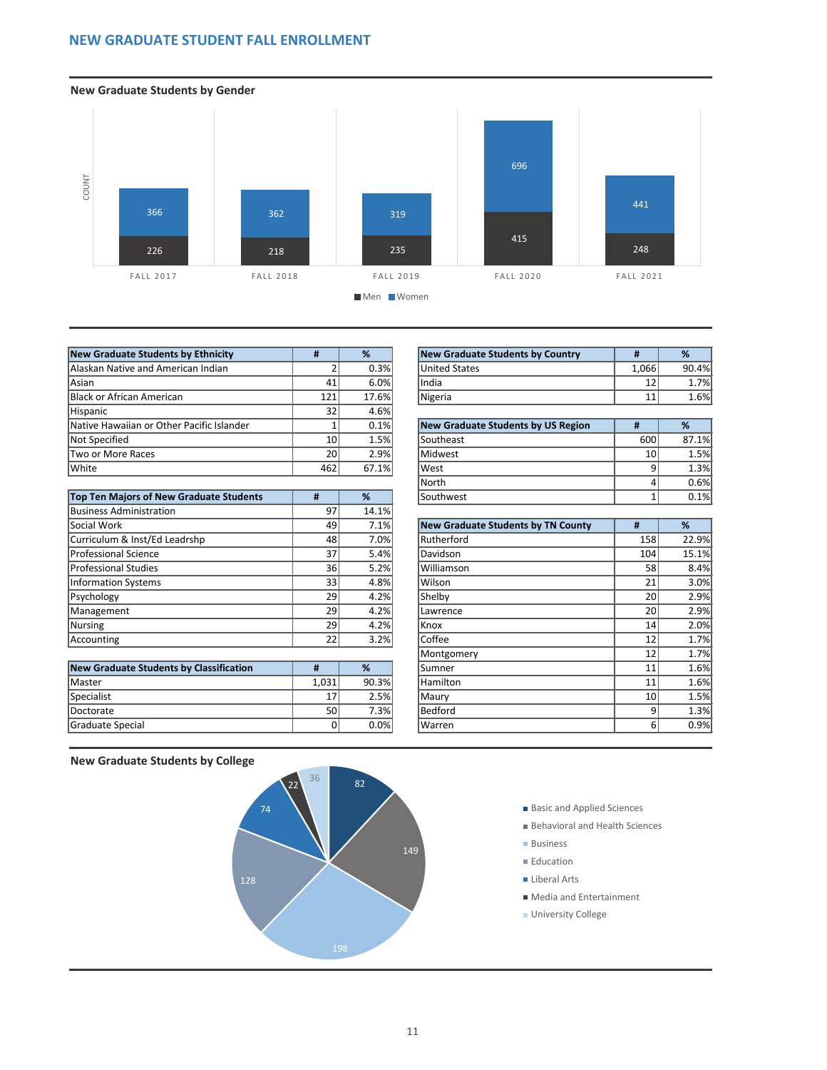# NEW GRADUATE STUDENT FALL ENROLLMENT

## New Graduate Students by Gender

| | Men | Women |
|---|---|---|
| FALL 2017 | 226 | 366 |
| FALL 2018 | 218 | 362 |
| FALL 2019 | 235 | 319 |
| FALL 2020 | 415 | 696 |
| FALL 2021 | 248 | 441 |

| New Graduate Students by Ethnicity | # | % |
|---|---|---|
| Alaskan Native and American Indian | 2 | 0.3% |
| Asian | 41 | 6.0% |
| Black or African American | 121 | 17.6% |
| Hispanic | 32 | 4.6% |
| Native Hawaiian or Other Pacific Islander | 1 | 0.1% |
| Not Specified | 10 | 1.5% |
| Two or More Races | 20 | 2.9% |
| White | 462 | 67.1% |

| Top Ten Majors of New Graduate Students | # | % |
|---|---|---|
| Business Administration | 97 | 14.1% |
| Social Work | 49 | 7.1% |
| Curriculum & Inst/Ed Leadrshp | 48 | 7.0% |
| Professional Science | 37 | 5.4% |
| Professional Studies | 36 | 5.2% |
| Information Systems | 33 | 4.8% |
| Psychology | 29 | 4.2% |
| Management | 29 | 4.2% |
| Nursing | 29 | 4.2% |
| Accounting | 22 | 3.2% |

| New Graduate Students by Classification | # | % |
|---|---|---|
| Master | 1,031 | 90.3% |
| Specialist | 17 | 2.5% |
| Doctorate | 50 | 7.3% |
| Graduate Special | 0 | 0.0% |

| New Graduate Students by Country | # | % |
|---|---|---|
| United States | 1,066 | 90.4% |
| India | 12 | 1.7% |
| Nigeria | 11 | 1.6% |

| New Graduate Students by US Region | # | % |
|---|---|---|
| Southeast | 600 | 87.1% |
| Midwest | 10 | 1.5% |
| West | 9 | 1.3% |
| North | 4 | 0.6% |
| Southwest | 1 | 0.1% |

| New Graduate Students by TN County | # | % |
|---|---|---|
| Rutherford | 158 | 22.9% |
| Davidson | 104 | 15.1% |
| Williamson | 58 | 8.4% |
| Wilson | 21 | 3.0% |
| Shelby | 20 | 2.9% |
| Lawrence | 20 | 2.9% |
| Knox | 14 | 2.0% |
| Coffee | 12 | 1.7% |
| Montgomery | 12 | 1.7% |
| Sumner | 11 | 1.6% |
| Hamilton | 11 | 1.6% |
| Maury | 10 | 1.5% |
| Bedford | 9 | 1.3% |
| Warren | 6 | 0.9% |

## New Graduate Students by College

| College | # |
|---|---|
| Basic and Applied Sciences | 82 |
| Behavioral and Health Sciences | 149 |
| Business | 198 |
| Education | 128 |
| Liberal Arts | 74 |
| Media and Entertainment | 22 |
| University College | 36 |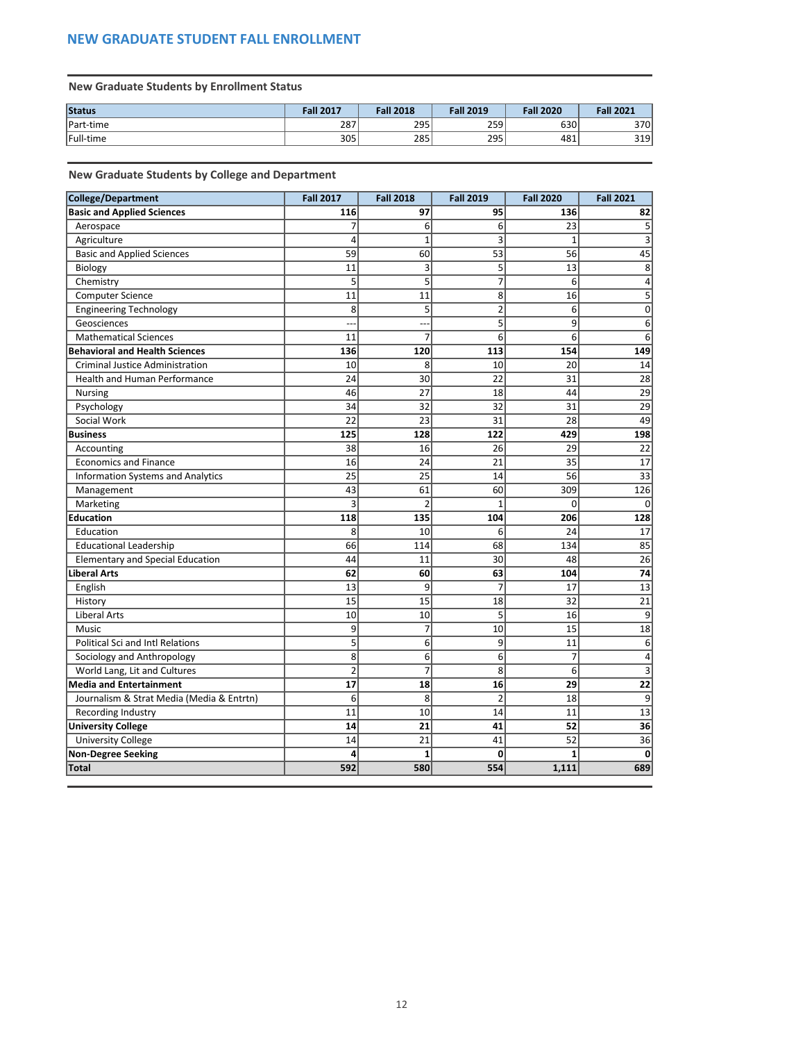## NEW GRADUATE STUDENT FALL ENROLLMENT

### New Graduate Students by Enrollment Status

| Status | Fall 2017 | Fall 2018 | Fall 2019 | Fall 2020 | Fall 2021 |
|---|---|---|---|---|---|
| Part-time | 287 | 295 | 259 | 630 | 370 |
| Full-time | 305 | 285 | 295 | 481 | 319 |

### New Graduate Students by College and Department

| College/Department | Fall 2017 | Fall 2018 | Fall 2019 | Fall 2020 | Fall 2021 |
|---|---|---|---|---|---|
| **Basic and Applied Sciences** | **116** | **97** | **95** | **136** | **82** |
| Aerospace | 7 | 6 | 6 | 23 | 5 |
| Agriculture | 4 | 1 | 3 | 1 | 3 |
| Basic and Applied Sciences | 59 | 60 | 53 | 56 | 45 |
| Biology | 11 | 3 | 5 | 13 | 8 |
| Chemistry | 5 | 5 | 7 | 6 | 4 |
| Computer Science | 11 | 11 | 8 | 16 | 5 |
| Engineering Technology | 8 | 5 | 2 | 6 | 0 |
| Geosciences | --- | --- | 5 | 9 | 6 |
| Mathematical Sciences | 11 | 7 | 6 | 6 | 6 |
| **Behavioral and Health Sciences** | **136** | **120** | **113** | **154** | **149** |
| Criminal Justice Administration | 10 | 8 | 10 | 20 | 14 |
| Health and Human Performance | 24 | 30 | 22 | 31 | 28 |
| Nursing | 46 | 27 | 18 | 44 | 29 |
| Psychology | 34 | 32 | 32 | 31 | 29 |
| Social Work | 22 | 23 | 31 | 28 | 49 |
| **Business** | **125** | **128** | **122** | **429** | **198** |
| Accounting | 38 | 16 | 26 | 29 | 22 |
| Economics and Finance | 16 | 24 | 21 | 35 | 17 |
| Information Systems and Analytics | 25 | 25 | 14 | 56 | 33 |
| Management | 43 | 61 | 60 | 309 | 126 |
| Marketing | 3 | 2 | 1 | 0 | 0 |
| **Education** | **118** | **135** | **104** | **206** | **128** |
| Education | 8 | 10 | 6 | 24 | 17 |
| Educational Leadership | 66 | 114 | 68 | 134 | 85 |
| Elementary and Special Education | 44 | 11 | 30 | 48 | 26 |
| **Liberal Arts** | **62** | **60** | **63** | **104** | **74** |
| English | 13 | 9 | 7 | 17 | 13 |
| History | 15 | 15 | 18 | 32 | 21 |
| Liberal Arts | 10 | 10 | 5 | 16 | 9 |
| Music | 9 | 7 | 10 | 15 | 18 |
| Political Sci and Intl Relations | 5 | 6 | 9 | 11 | 6 |
| Sociology and Anthropology | 8 | 6 | 6 | 7 | 4 |
| World Lang, Lit and Cultures | 2 | 7 | 8 | 6 | 3 |
| **Media and Entertainment** | **17** | **18** | **16** | **29** | **22** |
| Journalism & Strat Media (Media & Entrtn) | 6 | 8 | 2 | 18 | 9 |
| Recording Industry | 11 | 10 | 14 | 11 | 13 |
| **University College** | **14** | **21** | **41** | **52** | **36** |
| University College | 14 | 21 | 41 | 52 | 36 |
| **Non-Degree Seeking** | **4** | **1** | **0** | **1** | **0** |
| **Total** | **592** | **580** | **554** | **1,111** | **689** |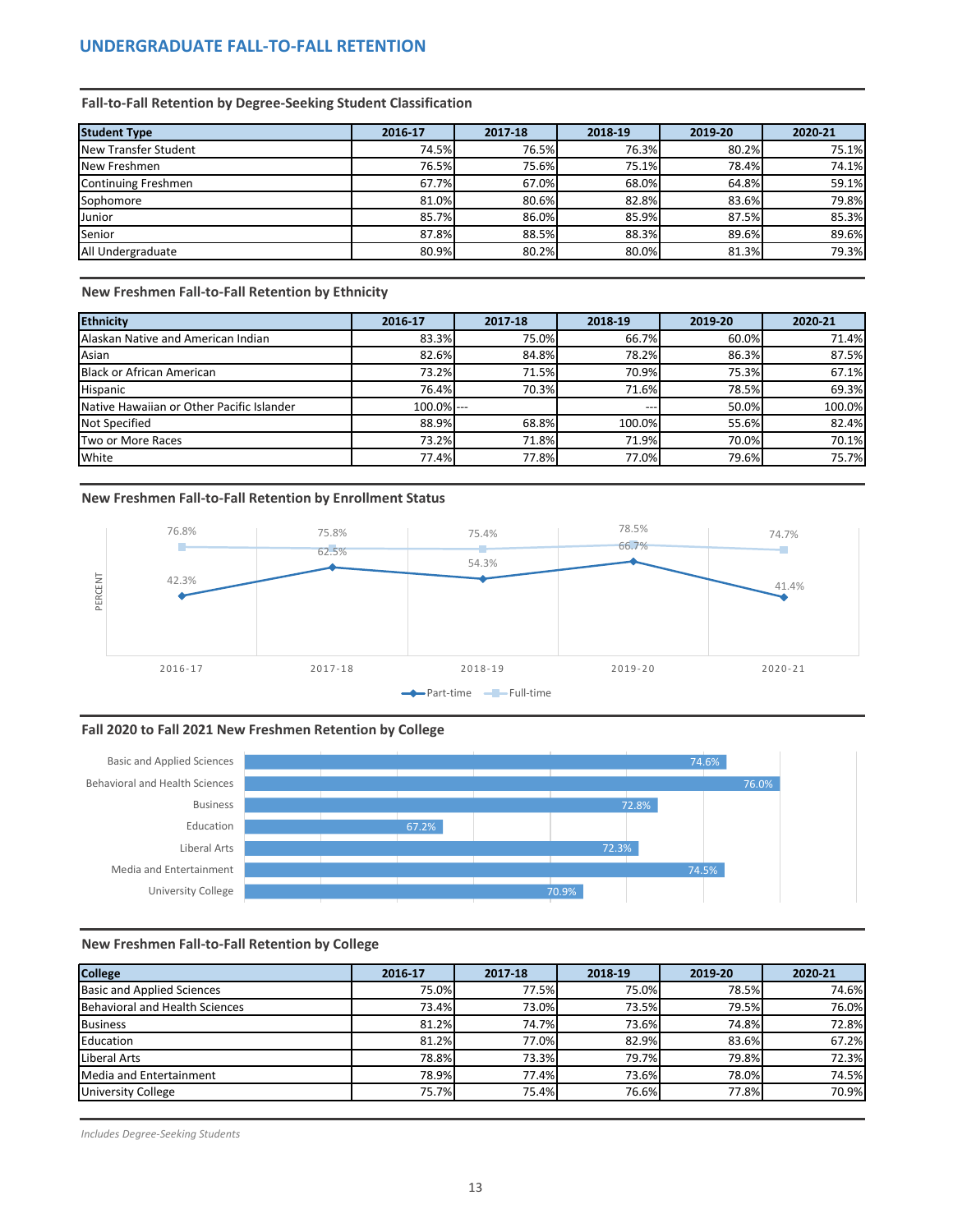# UNDERGRADUATE FALL-TO-FALL RETENTION

### Fall-to-Fall Retention by Degree-Seeking Student Classification

| Student Type | 2016-17 | 2017-18 | 2018-19 | 2019-20 | 2020-21 |
|---|---|---|---|---|---|
| New Transfer Student | 74.5% | 76.5% | 76.3% | 80.2% | 75.1% |
| New Freshmen | 76.5% | 75.6% | 75.1% | 78.4% | 74.1% |
| Continuing Freshmen | 67.7% | 67.0% | 68.0% | 64.8% | 59.1% |
| Sophomore | 81.0% | 80.6% | 82.8% | 83.6% | 79.8% |
| Junior | 85.7% | 86.0% | 85.9% | 87.5% | 85.3% |
| Senior | 87.8% | 88.5% | 88.3% | 89.6% | 89.6% |
| All Undergraduate | 80.9% | 80.2% | 80.0% | 81.3% | 79.3% |

### New Freshmen Fall-to-Fall Retention by Ethnicity

| Ethnicity | 2016-17 | 2017-18 | 2018-19 | 2019-20 | 2020-21 |
|---|---|---|---|---|---|
| Alaskan Native and American Indian | 83.3% | 75.0% | 66.7% | 60.0% | 71.4% |
| Asian | 82.6% | 84.8% | 78.2% | 86.3% | 87.5% |
| Black or African American | 73.2% | 71.5% | 70.9% | 75.3% | 67.1% |
| Hispanic | 76.4% | 70.3% | 71.6% | 78.5% | 69.3% |
| Native Hawaiian or Other Pacific Islander | 100.0% | --- | --- | 50.0% | 100.0% |
| Not Specified | 88.9% | 68.8% | 100.0% | 55.6% | 82.4% |
| Two or More Races | 73.2% | 71.8% | 71.9% | 70.0% | 70.1% |
| White | 77.4% | 77.8% | 77.0% | 79.6% | 75.7% |

### New Freshmen Fall-to-Fall Retention by Enrollment Status

| | 2016-17 | 2017-18 | 2018-19 | 2019-20 | 2020-21 |
|---|---|---|---|---|---|
| Part-time | 42.3% | 62.5% | 54.3% | 66.7% | 41.4% |
| Full-time | 76.8% | 75.8% | 75.4% | 78.5% | 74.7% |

### Fall 2020 to Fall 2021 New Freshmen Retention by College

| College | Retention |
|---|---|
| Basic and Applied Sciences | 74.6% |
| Behavioral and Health Sciences | 76.0% |
| Business | 72.8% |
| Education | 67.2% |
| Liberal Arts | 72.3% |
| Media and Entertainment | 74.5% |
| University College | 70.9% |

### New Freshmen Fall-to-Fall Retention by College

| College | 2016-17 | 2017-18 | 2018-19 | 2019-20 | 2020-21 |
|---|---|---|---|---|---|
| Basic and Applied Sciences | 75.0% | 77.5% | 75.0% | 78.5% | 74.6% |
| Behavioral and Health Sciences | 73.4% | 73.0% | 73.5% | 79.5% | 76.0% |
| Business | 81.2% | 74.7% | 73.6% | 74.8% | 72.8% |
| Education | 81.2% | 77.0% | 82.9% | 83.6% | 67.2% |
| Liberal Arts | 78.8% | 73.3% | 79.7% | 79.8% | 72.3% |
| Media and Entertainment | 78.9% | 77.4% | 73.6% | 78.0% | 74.5% |
| University College | 75.7% | 75.4% | 76.6% | 77.8% | 70.9% |

*Includes Degree-Seeking Students*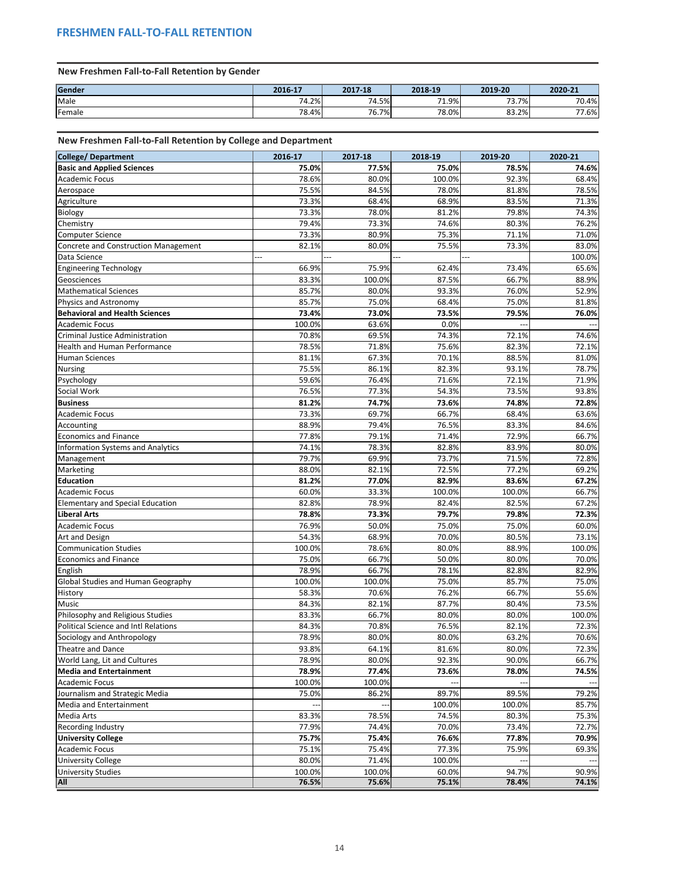# FRESHMEN FALL-TO-FALL RETENTION

## New Freshmen Fall-to-Fall Retention by Gender

| Gender | 2016-17 | 2017-18 | 2018-19 | 2019-20 | 2020-21 |
|---|---|---|---|---|---|
| Male | 74.2% | 74.5% | 71.9% | 73.7% | 70.4% |
| Female | 78.4% | 76.7% | 78.0% | 83.2% | 77.6% |

## New Freshmen Fall-to-Fall Retention by College and Department

| College/ Department | 2016-17 | 2017-18 | 2018-19 | 2019-20 | 2020-21 |
|---|---|---|---|---|---|
| **Basic and Applied Sciences** | **75.0%** | **77.5%** | **75.0%** | **78.5%** | **74.6%** |
| Academic Focus | 78.6% | 80.0% | 100.0% | 92.3% | 68.4% |
| Aerospace | 75.5% | 84.5% | 78.0% | 81.8% | 78.5% |
| Agriculture | 73.3% | 68.4% | 68.9% | 83.5% | 71.3% |
| Biology | 73.3% | 78.0% | 81.2% | 79.8% | 74.3% |
| Chemistry | 79.4% | 73.3% | 74.6% | 80.3% | 76.2% |
| Computer Science | 73.3% | 80.9% | 75.3% | 71.1% | 71.0% |
| Concrete and Construction Management | 82.1% | 80.0% | 75.5% | 73.3% | 83.0% |
| Data Science | --- | --- | --- | --- | 100.0% |
| Engineering Technology | 66.9% | 75.9% | 62.4% | 73.4% | 65.6% |
| Geosciences | 83.3% | 100.0% | 87.5% | 66.7% | 88.9% |
| Mathematical Sciences | 85.7% | 80.0% | 93.3% | 76.0% | 52.9% |
| Physics and Astronomy | 85.7% | 75.0% | 68.4% | 75.0% | 81.8% |
| **Behavioral and Health Sciences** | **73.4%** | **73.0%** | **73.5%** | **79.5%** | **76.0%** |
| Academic Focus | 100.0% | 63.6% | 0.0% | --- | --- |
| Criminal Justice Administration | 70.8% | 69.5% | 74.3% | 72.1% | 74.6% |
| Health and Human Performance | 78.5% | 71.8% | 75.6% | 82.3% | 72.1% |
| Human Sciences | 81.1% | 67.3% | 70.1% | 88.5% | 81.0% |
| Nursing | 75.5% | 86.1% | 82.3% | 93.1% | 78.7% |
| Psychology | 59.6% | 76.4% | 71.6% | 72.1% | 71.9% |
| Social Work | 76.5% | 77.3% | 54.3% | 73.5% | 93.8% |
| **Business** | **81.2%** | **74.7%** | **73.6%** | **74.8%** | **72.8%** |
| Academic Focus | 73.3% | 69.7% | 66.7% | 68.4% | 63.6% |
| Accounting | 88.9% | 79.4% | 76.5% | 83.3% | 84.6% |
| Economics and Finance | 77.8% | 79.1% | 71.4% | 72.9% | 66.7% |
| Information Systems and Analytics | 74.1% | 78.3% | 82.8% | 83.9% | 80.0% |
| Management | 79.7% | 69.9% | 73.7% | 71.5% | 72.8% |
| Marketing | 88.0% | 82.1% | 72.5% | 77.2% | 69.2% |
| **Education** | **81.2%** | **77.0%** | **82.9%** | **83.6%** | **67.2%** |
| Academic Focus | 60.0% | 33.3% | 100.0% | 100.0% | 66.7% |
| Elementary and Special Education | 82.8% | 78.9% | 82.4% | 82.5% | 67.2% |
| **Liberal Arts** | **78.8%** | **73.3%** | **79.7%** | **79.8%** | **72.3%** |
| Academic Focus | 76.9% | 50.0% | 75.0% | 75.0% | 60.0% |
| Art and Design | 54.3% | 68.9% | 70.0% | 80.5% | 73.1% |
| Communication Studies | 100.0% | 78.6% | 80.0% | 88.9% | 100.0% |
| Economics and Finance | 75.0% | 66.7% | 50.0% | 80.0% | 70.0% |
| English | 78.9% | 66.7% | 78.1% | 82.8% | 82.9% |
| Global Studies and Human Geography | 100.0% | 100.0% | 75.0% | 85.7% | 75.0% |
| History | 58.3% | 70.6% | 76.2% | 66.7% | 55.6% |
| Music | 84.3% | 82.1% | 87.7% | 80.4% | 73.5% |
| Philosophy and Religious Studies | 83.3% | 66.7% | 80.0% | 80.0% | 100.0% |
| Political Science and Intl Relations | 84.3% | 70.8% | 76.5% | 82.1% | 72.3% |
| Sociology and Anthropology | 78.9% | 80.0% | 80.0% | 63.2% | 70.6% |
| Theatre and Dance | 93.8% | 64.1% | 81.6% | 80.0% | 72.3% |
| World Lang, Lit and Cultures | 78.9% | 80.0% | 92.3% | 90.0% | 66.7% |
| **Media and Entertainment** | **78.9%** | **77.4%** | **73.6%** | **78.0%** | **74.5%** |
| Academic Focus | 100.0% | 100.0% | --- | --- | --- |
| Journalism and Strategic Media | 75.0% | 86.2% | 89.7% | 89.5% | 79.2% |
| Media and Entertainment | --- | --- | 100.0% | 100.0% | 85.7% |
| Media Arts | 83.3% | 78.5% | 74.5% | 80.3% | 75.3% |
| Recording Industry | 77.9% | 74.4% | 70.0% | 73.4% | 72.7% |
| **University College** | **75.7%** | **75.4%** | **76.6%** | **77.8%** | **70.9%** |
| Academic Focus | 75.1% | 75.4% | 77.3% | 75.9% | 69.3% |
| University College | 80.0% | 71.4% | 100.0% | --- | --- |
| University Studies | 100.0% | 100.0% | 60.0% | 94.7% | 90.9% |
| **All** | **76.5%** | **75.6%** | **75.1%** | **78.4%** | **74.1%** |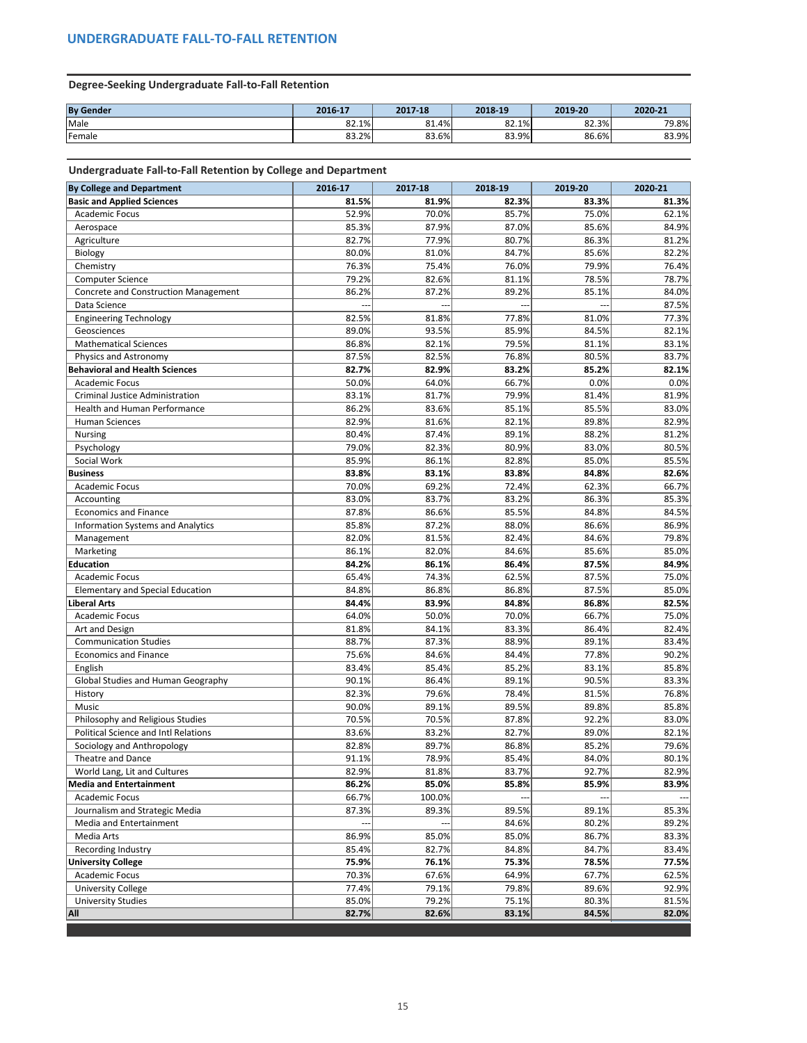## UNDERGRADUATE FALL-TO-FALL RETENTION

### Degree-Seeking Undergraduate Fall-to-Fall Retention

| By Gender | 2016-17 | 2017-18 | 2018-19 | 2019-20 | 2020-21 |
|---|---|---|---|---|---|
| Male | 82.1% | 81.4% | 82.1% | 82.3% | 79.8% |
| Female | 83.2% | 83.6% | 83.9% | 86.6% | 83.9% |

### Undergraduate Fall-to-Fall Retention by College and Department

| By College and Department | 2016-17 | 2017-18 | 2018-19 | 2019-20 | 2020-21 |
|---|---|---|---|---|---|
| **Basic and Applied Sciences** | **81.5%** | **81.9%** | **82.3%** | **83.3%** | **81.3%** |
| Academic Focus | 52.9% | 70.0% | 85.7% | 75.0% | 62.1% |
| Aerospace | 85.3% | 87.9% | 87.0% | 85.6% | 84.9% |
| Agriculture | 82.7% | 77.9% | 80.7% | 86.3% | 81.2% |
| Biology | 80.0% | 81.0% | 84.7% | 85.6% | 82.2% |
| Chemistry | 76.3% | 75.4% | 76.0% | 79.9% | 76.4% |
| Computer Science | 79.2% | 82.6% | 81.1% | 78.5% | 78.7% |
| Concrete and Construction Management | 86.2% | 87.2% | 89.2% | 85.1% | 84.0% |
| Data Science | --- | --- | --- | --- | 87.5% |
| Engineering Technology | 82.5% | 81.8% | 77.8% | 81.0% | 77.3% |
| Geosciences | 89.0% | 93.5% | 85.9% | 84.5% | 82.1% |
| Mathematical Sciences | 86.8% | 82.1% | 79.5% | 81.1% | 83.1% |
| Physics and Astronomy | 87.5% | 82.5% | 76.8% | 80.5% | 83.7% |
| **Behavioral and Health Sciences** | **82.7%** | **82.9%** | **83.2%** | **85.2%** | **82.1%** |
| Academic Focus | 50.0% | 64.0% | 66.7% | 0.0% | 0.0% |
| Criminal Justice Administration | 83.1% | 81.7% | 79.9% | 81.4% | 81.9% |
| Health and Human Performance | 86.2% | 83.6% | 85.1% | 85.5% | 83.0% |
| Human Sciences | 82.9% | 81.6% | 82.1% | 89.8% | 82.9% |
| Nursing | 80.4% | 87.4% | 89.1% | 88.2% | 81.2% |
| Psychology | 79.0% | 82.3% | 80.9% | 83.0% | 80.5% |
| Social Work | 85.9% | 86.1% | 82.8% | 85.0% | 85.5% |
| **Business** | **83.8%** | **83.1%** | **83.8%** | **84.8%** | **82.6%** |
| Academic Focus | 70.0% | 69.2% | 72.4% | 62.3% | 66.7% |
| Accounting | 83.0% | 83.7% | 83.2% | 86.3% | 85.3% |
| Economics and Finance | 87.8% | 86.6% | 85.5% | 84.8% | 84.5% |
| Information Systems and Analytics | 85.8% | 87.2% | 88.0% | 86.6% | 86.9% |
| Management | 82.0% | 81.5% | 82.4% | 84.6% | 79.8% |
| Marketing | 86.1% | 82.0% | 84.6% | 85.6% | 85.0% |
| **Education** | **84.2%** | **86.1%** | **86.4%** | **87.5%** | **84.9%** |
| Academic Focus | 65.4% | 74.3% | 62.5% | 87.5% | 75.0% |
| Elementary and Special Education | 84.8% | 86.8% | 86.8% | 87.5% | 85.0% |
| **Liberal Arts** | **84.4%** | **83.9%** | **84.8%** | **86.8%** | **82.5%** |
| Academic Focus | 64.0% | 50.0% | 70.0% | 66.7% | 75.0% |
| Art and Design | 81.8% | 84.1% | 83.3% | 86.4% | 82.4% |
| Communication Studies | 88.7% | 87.3% | 88.9% | 89.1% | 83.4% |
| Economics and Finance | 75.6% | 84.6% | 84.4% | 77.8% | 90.2% |
| English | 83.4% | 85.4% | 85.2% | 83.1% | 85.8% |
| Global Studies and Human Geography | 90.1% | 86.4% | 89.1% | 90.5% | 83.3% |
| History | 82.3% | 79.6% | 78.4% | 81.5% | 76.8% |
| Music | 90.0% | 89.1% | 89.5% | 89.8% | 85.8% |
| Philosophy and Religious Studies | 70.5% | 70.5% | 87.8% | 92.2% | 83.0% |
| Political Science and Intl Relations | 83.6% | 83.2% | 82.7% | 89.0% | 82.1% |
| Sociology and Anthropology | 82.8% | 89.7% | 86.8% | 85.2% | 79.6% |
| Theatre and Dance | 91.1% | 78.9% | 85.4% | 84.0% | 80.1% |
| World Lang, Lit and Cultures | 82.9% | 81.8% | 83.7% | 92.7% | 82.9% |
| **Media and Entertainment** | **86.2%** | **85.0%** | **85.8%** | **85.9%** | **83.9%** |
| Academic Focus | 66.7% | 100.0% | --- | --- | --- |
| Journalism and Strategic Media | 87.3% | 89.3% | 89.5% | 89.1% | 85.3% |
| Media and Entertainment | --- | --- | 84.6% | 80.2% | 89.2% |
| Media Arts | 86.9% | 85.0% | 85.0% | 86.7% | 83.3% |
| Recording Industry | 85.4% | 82.7% | 84.8% | 84.7% | 83.4% |
| **University College** | **75.9%** | **76.1%** | **75.3%** | **78.5%** | **77.5%** |
| Academic Focus | 70.3% | 67.6% | 64.9% | 67.7% | 62.5% |
| University College | 77.4% | 79.1% | 79.8% | 89.6% | 92.9% |
| University Studies | 85.0% | 79.2% | 75.1% | 80.3% | 81.5% |
| **All** | **82.7%** | **82.6%** | **83.1%** | **84.5%** | **82.0%** |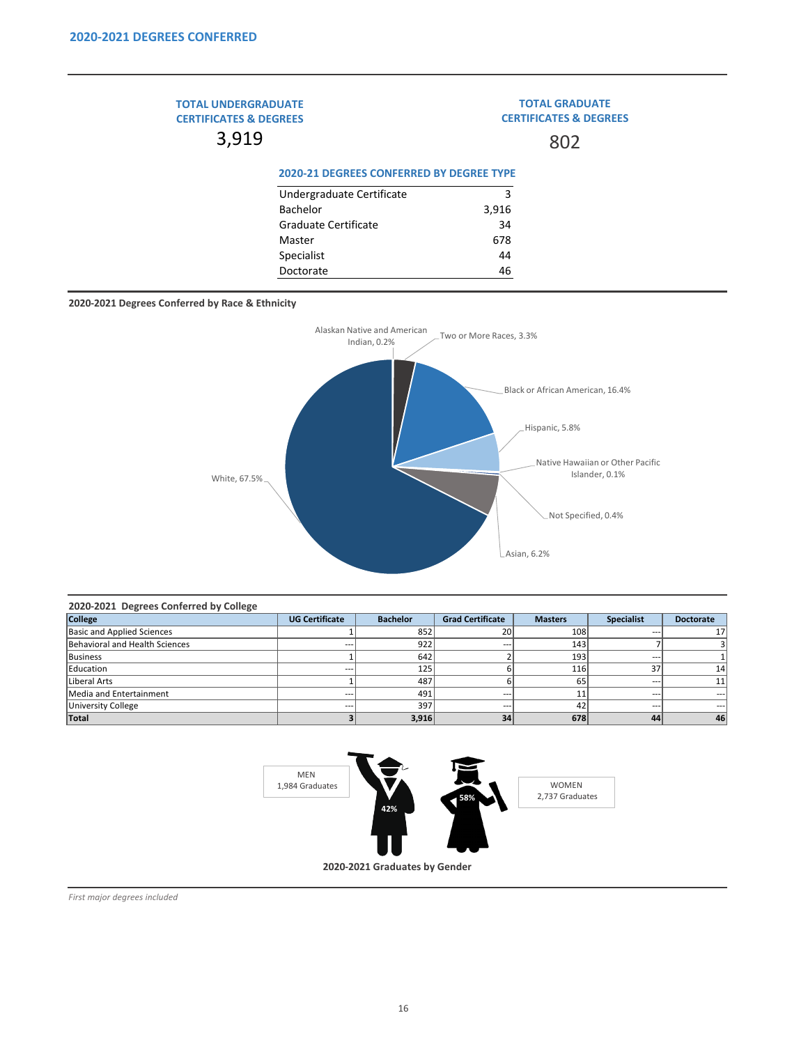## 2020-2021 DEGREES CONFERRED

**TOTAL UNDERGRADUATE CERTIFICATES & DEGREES**

3,919

**TOTAL GRADUATE CERTIFICATES & DEGREES**

802

**2020-21 DEGREES CONFERRED BY DEGREE TYPE**

| Degree Type | Count |
|---|---|
| Undergraduate Certificate | 3 |
| Bachelor | 3,916 |
| Graduate Certificate | 34 |
| Master | 678 |
| Specialist | 44 |
| Doctorate | 46 |

**2020-2021 Degrees Conferred by Race & Ethnicity**

- Alaskan Native and American Indian, 0.2%
- Two or More Races, 3.3%
- Black or African American, 16.4%
- Hispanic, 5.8%
- Native Hawaiian or Other Pacific Islander, 0.1%
- Not Specified, 0.4%
- Asian, 6.2%
- White, 67.5%

**2020-2021 Degrees Conferred by College**

| College | UG Certificate | Bachelor | Grad Certificate | Masters | Specialist | Doctorate |
|---|---|---|---|---|---|---|
| Basic and Applied Sciences | 1 | 852 | 20 | 108 | --- | 17 |
| Behavioral and Health Sciences | --- | 922 | --- | 143 | 7 | 3 |
| Business | 1 | 642 | 2 | 193 | --- | 1 |
| Education | --- | 125 | 6 | 116 | 37 | 14 |
| Liberal Arts | 1 | 487 | 6 | 65 | --- | 11 |
| Media and Entertainment | --- | 491 | --- | 11 | --- | --- |
| University College | --- | 397 | --- | 42 | --- | --- |
| **Total** | **3** | **3,916** | **34** | **678** | **44** | **46** |

MEN 1,984 Graduates — 42%

WOMEN 2,737 Graduates — 58%

**2020-2021 Graduates by Gender**

*First major degrees included*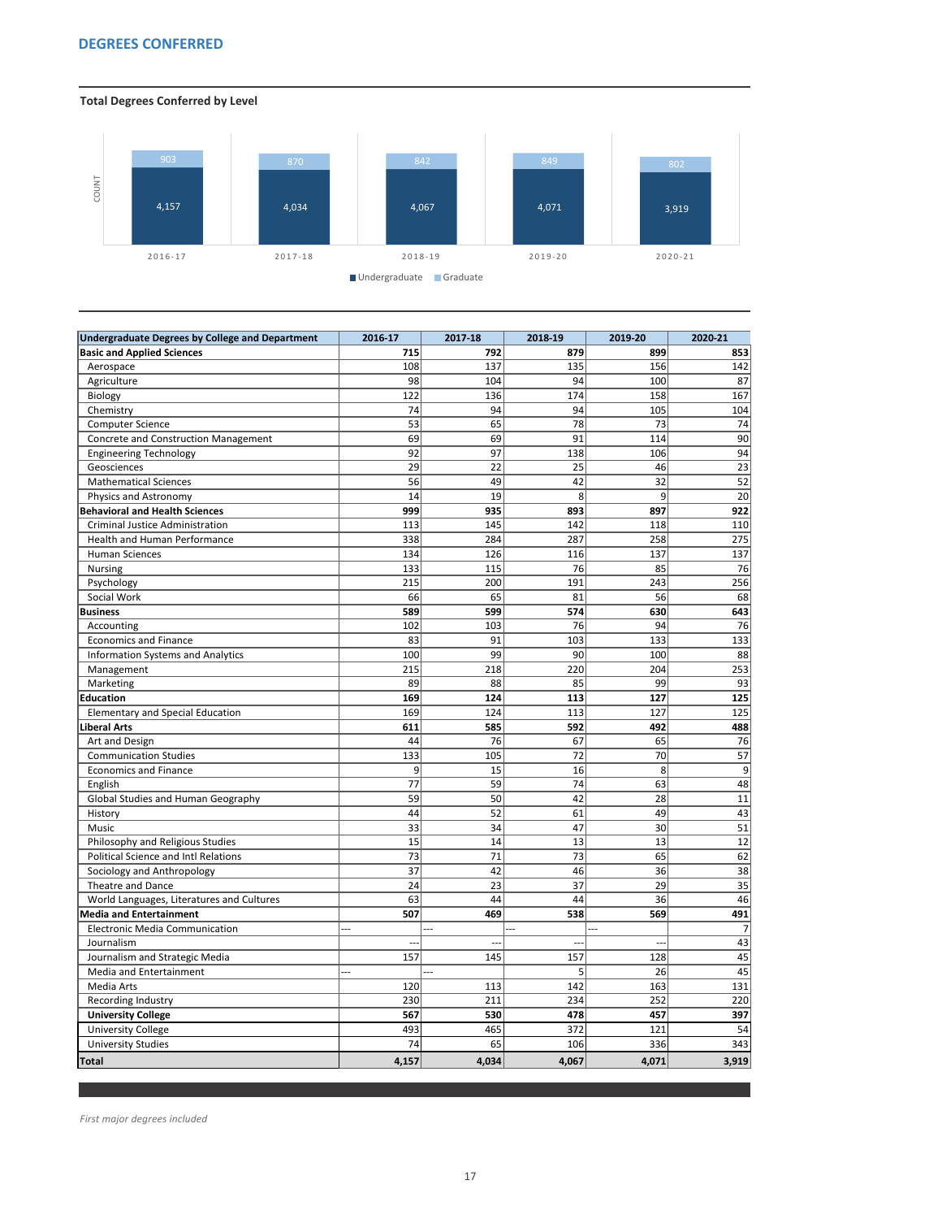## DEGREES CONFERRED

### Total Degrees Conferred by Level

| Level | 2016-17 | 2017-18 | 2018-19 | 2019-20 | 2020-21 |
|---|---|---|---|---|---|
| Undergraduate | 4,157 | 4,034 | 4,067 | 4,071 | 3,919 |
| Graduate | 903 | 870 | 842 | 849 | 802 |

| Undergraduate Degrees by College and Department | 2016-17 | 2017-18 | 2018-19 | 2019-20 | 2020-21 |
|---|---|---|---|---|---|
| **Basic and Applied Sciences** | **715** | **792** | **879** | **899** | **853** |
| Aerospace | 108 | 137 | 135 | 156 | 142 |
| Agriculture | 98 | 104 | 94 | 100 | 87 |
| Biology | 122 | 136 | 174 | 158 | 167 |
| Chemistry | 74 | 94 | 94 | 105 | 104 |
| Computer Science | 53 | 65 | 78 | 73 | 74 |
| Concrete and Construction Management | 69 | 69 | 91 | 114 | 90 |
| Engineering Technology | 92 | 97 | 138 | 106 | 94 |
| Geosciences | 29 | 22 | 25 | 46 | 23 |
| Mathematical Sciences | 56 | 49 | 42 | 32 | 52 |
| Physics and Astronomy | 14 | 19 | 8 | 9 | 20 |
| **Behavioral and Health Sciences** | **999** | **935** | **893** | **897** | **922** |
| Criminal Justice Administration | 113 | 145 | 142 | 118 | 110 |
| Health and Human Performance | 338 | 284 | 287 | 258 | 275 |
| Human Sciences | 134 | 126 | 116 | 137 | 137 |
| Nursing | 133 | 115 | 76 | 85 | 76 |
| Psychology | 215 | 200 | 191 | 243 | 256 |
| Social Work | 66 | 65 | 81 | 56 | 68 |
| **Business** | **589** | **599** | **574** | **630** | **643** |
| Accounting | 102 | 103 | 76 | 94 | 76 |
| Economics and Finance | 83 | 91 | 103 | 133 | 133 |
| Information Systems and Analytics | 100 | 99 | 90 | 100 | 88 |
| Management | 215 | 218 | 220 | 204 | 253 |
| Marketing | 89 | 88 | 85 | 99 | 93 |
| **Education** | **169** | **124** | **113** | **127** | **125** |
| Elementary and Special Education | 169 | 124 | 113 | 127 | 125 |
| **Liberal Arts** | **611** | **585** | **592** | **492** | **488** |
| Art and Design | 44 | 76 | 67 | 65 | 76 |
| Communication Studies | 133 | 105 | 72 | 70 | 57 |
| Economics and Finance | 9 | 15 | 16 | 8 | 9 |
| English | 77 | 59 | 74 | 63 | 48 |
| Global Studies and Human Geography | 59 | 50 | 42 | 28 | 11 |
| History | 44 | 52 | 61 | 49 | 43 |
| Music | 33 | 34 | 47 | 30 | 51 |
| Philosophy and Religious Studies | 15 | 14 | 13 | 13 | 12 |
| Political Science and Intl Relations | 73 | 71 | 73 | 65 | 62 |
| Sociology and Anthropology | 37 | 42 | 46 | 36 | 38 |
| Theatre and Dance | 24 | 23 | 37 | 29 | 35 |
| World Languages, Literatures and Cultures | 63 | 44 | 44 | 36 | 46 |
| **Media and Entertainment** | **507** | **469** | **538** | **569** | **491** |
| Electronic Media Communication | --- | --- | --- | --- | 7 |
| Journalism | --- | --- | --- | --- | 43 |
| Journalism and Strategic Media | 157 | 145 | 157 | 128 | 45 |
| Media and Entertainment | --- | --- | 5 | 26 | 45 |
| Media Arts | 120 | 113 | 142 | 163 | 131 |
| Recording Industry | 230 | 211 | 234 | 252 | 220 |
| **University College** | **567** | **530** | **478** | **457** | **397** |
| University College | 493 | 465 | 372 | 121 | 54 |
| University Studies | 74 | 65 | 106 | 336 | 343 |
| **Total** | **4,157** | **4,034** | **4,067** | **4,071** | **3,919** |

*First major degrees included*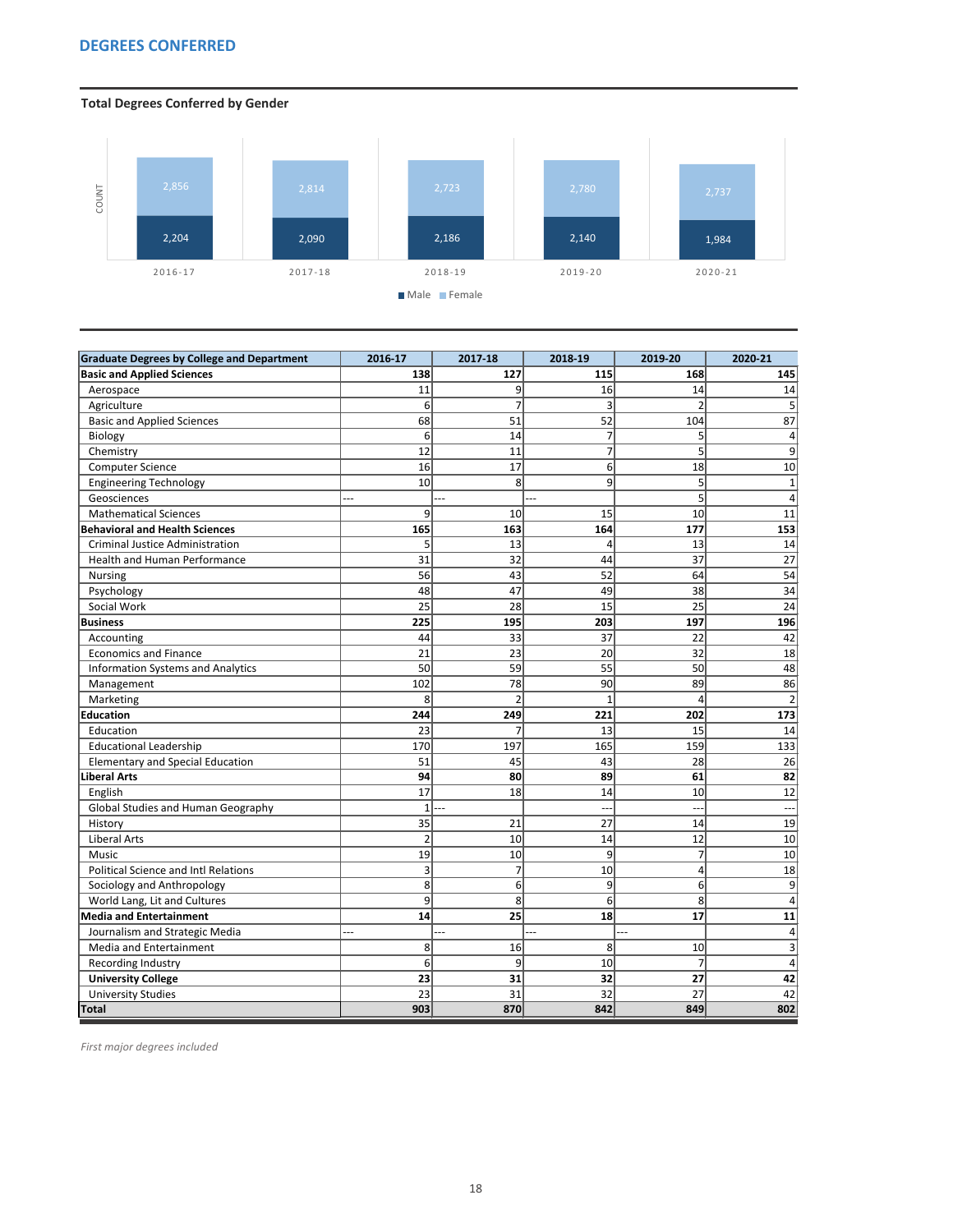## DEGREES CONFERRED

### Total Degrees Conferred by Gender

| | 2016-17 | 2017-18 | 2018-19 | 2019-20 | 2020-21 |
|---|---|---|---|---|---|
| Male | 2,204 | 2,090 | 2,186 | 2,140 | 1,984 |
| Female | 2,856 | 2,814 | 2,723 | 2,780 | 2,737 |

| Graduate Degrees by College and Department | 2016-17 | 2017-18 | 2018-19 | 2019-20 | 2020-21 |
|---|---|---|---|---|---|
| **Basic and Applied Sciences** | **138** | **127** | **115** | **168** | **145** |
| Aerospace | 11 | 9 | 16 | 14 | 14 |
| Agriculture | 6 | 7 | 3 | 2 | 5 |
| Basic and Applied Sciences | 68 | 51 | 52 | 104 | 87 |
| Biology | 6 | 14 | 7 | 5 | 4 |
| Chemistry | 12 | 11 | 7 | 5 | 9 |
| Computer Science | 16 | 17 | 6 | 18 | 10 |
| Engineering Technology | 10 | 8 | 9 | 5 | 1 |
| Geosciences | --- | --- | --- | 5 | 4 |
| Mathematical Sciences | 9 | 10 | 15 | 10 | 11 |
| **Behavioral and Health Sciences** | **165** | **163** | **164** | **177** | **153** |
| Criminal Justice Administration | 5 | 13 | 4 | 13 | 14 |
| Health and Human Performance | 31 | 32 | 44 | 37 | 27 |
| Nursing | 56 | 43 | 52 | 64 | 54 |
| Psychology | 48 | 47 | 49 | 38 | 34 |
| Social Work | 25 | 28 | 15 | 25 | 24 |
| **Business** | **225** | **195** | **203** | **197** | **196** |
| Accounting | 44 | 33 | 37 | 22 | 42 |
| Economics and Finance | 21 | 23 | 20 | 32 | 18 |
| Information Systems and Analytics | 50 | 59 | 55 | 50 | 48 |
| Management | 102 | 78 | 90 | 89 | 86 |
| Marketing | 8 | 2 | 1 | 4 | 2 |
| **Education** | **244** | **249** | **221** | **202** | **173** |
| Education | 23 | 7 | 13 | 15 | 14 |
| Educational Leadership | 170 | 197 | 165 | 159 | 133 |
| Elementary and Special Education | 51 | 45 | 43 | 28 | 26 |
| **Liberal Arts** | **94** | **80** | **89** | **61** | **82** |
| English | 17 | 18 | 14 | 10 | 12 |
| Global Studies and Human Geography | 1 | --- | --- | --- | --- |
| History | 35 | 21 | 27 | 14 | 19 |
| Liberal Arts | 2 | 10 | 14 | 12 | 10 |
| Music | 19 | 10 | 9 | 7 | 10 |
| Political Science and Intl Relations | 3 | 7 | 10 | 4 | 18 |
| Sociology and Anthropology | 8 | 6 | 9 | 6 | 9 |
| World Lang, Lit and Cultures | 9 | 8 | 6 | 8 | 4 |
| **Media and Entertainment** | **14** | **25** | **18** | **17** | **11** |
| Journalism and Strategic Media | --- | --- | --- | --- | 4 |
| Media and Entertainment | 8 | 16 | 8 | 10 | 3 |
| Recording Industry | 6 | 9 | 10 | 7 | 4 |
| **University College** | **23** | **31** | **32** | **27** | **42** |
| University Studies | 23 | 31 | 32 | 27 | 42 |
| **Total** | **903** | **870** | **842** | **849** | **802** |

*First major degrees included*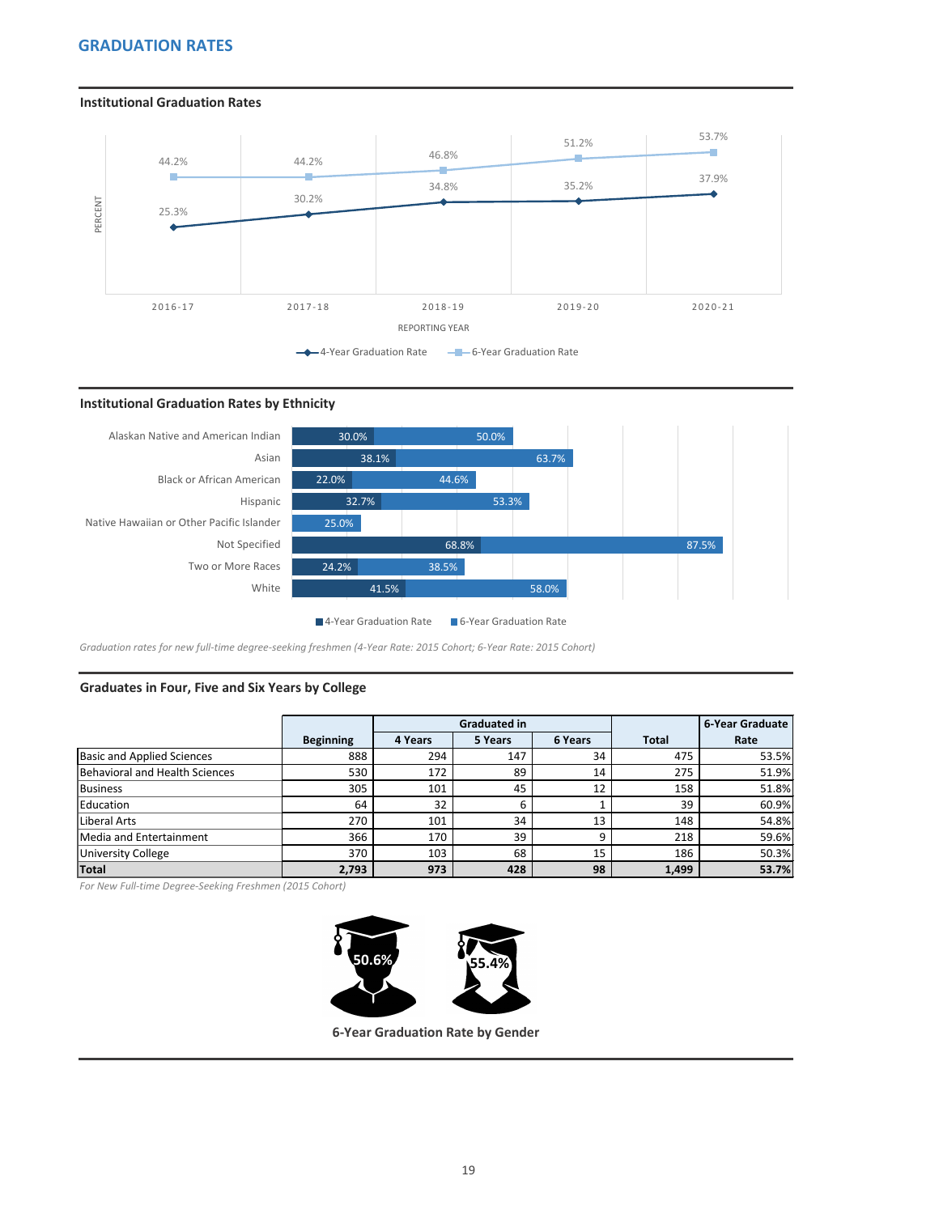## GRADUATION RATES

### Institutional Graduation Rates

| Reporting Year | 4-Year Graduation Rate | 6-Year Graduation Rate |
|---|---|---|
| 2016-17 | 25.3% | 44.2% |
| 2017-18 | 30.2% | 44.2% |
| 2018-19 | 34.8% | 46.8% |
| 2019-20 | 35.2% | 51.2% |
| 2020-21 | 37.9% | 53.7% |

### Institutional Graduation Rates by Ethnicity

| Ethnicity | 4-Year Graduation Rate | 6-Year Graduation Rate |
|---|---|---|
| Alaskan Native and American Indian | 30.0% | 50.0% |
| Asian | 38.1% | 63.7% |
| Black or African American | 22.0% | 44.6% |
| Hispanic | 32.7% | 53.3% |
| Native Hawaiian or Other Pacific Islander | | 25.0% |
| Not Specified | 68.8% | 87.5% |
| Two or More Races | 24.2% | 38.5% |
| White | 41.5% | 58.0% |

*Graduation rates for new full-time degree-seeking freshmen (4-Year Rate: 2015 Cohort; 6-Year Rate: 2015 Cohort)*

### Graduates in Four, Five and Six Years by College

| | Beginning | Graduated in 4 Years | Graduated in 5 Years | Graduated in 6 Years | Total | 6-Year Graduate Rate |
|---|---|---|---|---|---|---|
| Basic and Applied Sciences | 888 | 294 | 147 | 34 | 475 | 53.5% |
| Behavioral and Health Sciences | 530 | 172 | 89 | 14 | 275 | 51.9% |
| Business | 305 | 101 | 45 | 12 | 158 | 51.8% |
| Education | 64 | 32 | 6 | 1 | 39 | 60.9% |
| Liberal Arts | 270 | 101 | 34 | 13 | 148 | 54.8% |
| Media and Entertainment | 366 | 170 | 39 | 9 | 218 | 59.6% |
| University College | 370 | 103 | 68 | 15 | 186 | 50.3% |
| **Total** | **2,793** | **973** | **428** | **98** | **1,499** | **53.7%** |

*For New Full-time Degree-Seeking Freshmen (2015 Cohort)*

**6-Year Graduation Rate by Gender**

- Male: 50.6%
- Female: 55.4%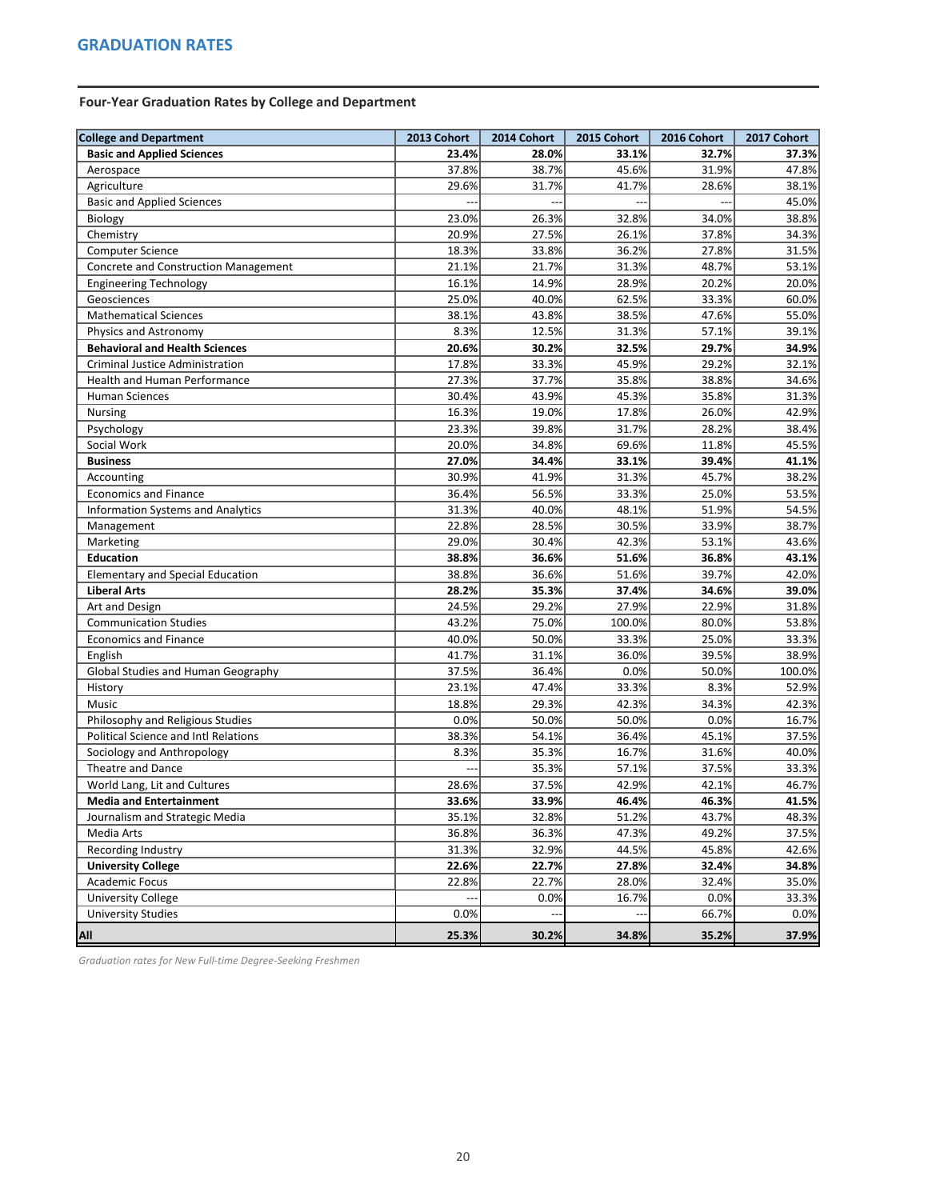## GRADUATION RATES

### Four-Year Graduation Rates by College and Department

| College and Department | 2013 Cohort | 2014 Cohort | 2015 Cohort | 2016 Cohort | 2017 Cohort |
|---|---|---|---|---|---|
| **Basic and Applied Sciences** | **23.4%** | **28.0%** | **33.1%** | **32.7%** | **37.3%** |
| Aerospace | 37.8% | 38.7% | 45.6% | 31.9% | 47.8% |
| Agriculture | 29.6% | 31.7% | 41.7% | 28.6% | 38.1% |
| Basic and Applied Sciences | --- | --- | --- | --- | 45.0% |
| Biology | 23.0% | 26.3% | 32.8% | 34.0% | 38.8% |
| Chemistry | 20.9% | 27.5% | 26.1% | 37.8% | 34.3% |
| Computer Science | 18.3% | 33.8% | 36.2% | 27.8% | 31.5% |
| Concrete and Construction Management | 21.1% | 21.7% | 31.3% | 48.7% | 53.1% |
| Engineering Technology | 16.1% | 14.9% | 28.9% | 20.2% | 20.0% |
| Geosciences | 25.0% | 40.0% | 62.5% | 33.3% | 60.0% |
| Mathematical Sciences | 38.1% | 43.8% | 38.5% | 47.6% | 55.0% |
| Physics and Astronomy | 8.3% | 12.5% | 31.3% | 57.1% | 39.1% |
| **Behavioral and Health Sciences** | **20.6%** | **30.2%** | **32.5%** | **29.7%** | **34.9%** |
| Criminal Justice Administration | 17.8% | 33.3% | 45.9% | 29.2% | 32.1% |
| Health and Human Performance | 27.3% | 37.7% | 35.8% | 38.8% | 34.6% |
| Human Sciences | 30.4% | 43.9% | 45.3% | 35.8% | 31.3% |
| Nursing | 16.3% | 19.0% | 17.8% | 26.0% | 42.9% |
| Psychology | 23.3% | 39.8% | 31.7% | 28.2% | 38.4% |
| Social Work | 20.0% | 34.8% | 69.6% | 11.8% | 45.5% |
| **Business** | **27.0%** | **34.4%** | **33.1%** | **39.4%** | **41.1%** |
| Accounting | 30.9% | 41.9% | 31.3% | 45.7% | 38.2% |
| Economics and Finance | 36.4% | 56.5% | 33.3% | 25.0% | 53.5% |
| Information Systems and Analytics | 31.3% | 40.0% | 48.1% | 51.9% | 54.5% |
| Management | 22.8% | 28.5% | 30.5% | 33.9% | 38.7% |
| Marketing | 29.0% | 30.4% | 42.3% | 53.1% | 43.6% |
| **Education** | **38.8%** | **36.6%** | **51.6%** | **36.8%** | **43.1%** |
| Elementary and Special Education | 38.8% | 36.6% | 51.6% | 39.7% | 42.0% |
| **Liberal Arts** | **28.2%** | **35.3%** | **37.4%** | **34.6%** | **39.0%** |
| Art and Design | 24.5% | 29.2% | 27.9% | 22.9% | 31.8% |
| Communication Studies | 43.2% | 75.0% | 100.0% | 80.0% | 53.8% |
| Economics and Finance | 40.0% | 50.0% | 33.3% | 25.0% | 33.3% |
| English | 41.7% | 31.1% | 36.0% | 39.5% | 38.9% |
| Global Studies and Human Geography | 37.5% | 36.4% | 0.0% | 50.0% | 100.0% |
| History | 23.1% | 47.4% | 33.3% | 8.3% | 52.9% |
| Music | 18.8% | 29.3% | 42.3% | 34.3% | 42.3% |
| Philosophy and Religious Studies | 0.0% | 50.0% | 50.0% | 0.0% | 16.7% |
| Political Science and Intl Relations | 38.3% | 54.1% | 36.4% | 45.1% | 37.5% |
| Sociology and Anthropology | 8.3% | 35.3% | 16.7% | 31.6% | 40.0% |
| Theatre and Dance | --- | 35.3% | 57.1% | 37.5% | 33.3% |
| World Lang, Lit and Cultures | 28.6% | 37.5% | 42.9% | 42.1% | 46.7% |
| **Media and Entertainment** | **33.6%** | **33.9%** | **46.4%** | **46.3%** | **41.5%** |
| Journalism and Strategic Media | 35.1% | 32.8% | 51.2% | 43.7% | 48.3% |
| Media Arts | 36.8% | 36.3% | 47.3% | 49.2% | 37.5% |
| Recording Industry | 31.3% | 32.9% | 44.5% | 45.8% | 42.6% |
| **University College** | **22.6%** | **22.7%** | **27.8%** | **32.4%** | **34.8%** |
| Academic Focus | 22.8% | 22.7% | 28.0% | 32.4% | 35.0% |
| University College | --- | 0.0% | 16.7% | 0.0% | 33.3% |
| University Studies | 0.0% | --- | --- | 66.7% | 0.0% |
| **All** | **25.3%** | **30.2%** | **34.8%** | **35.2%** | **37.9%** |

*Graduation rates for New Full-time Degree-Seeking Freshmen*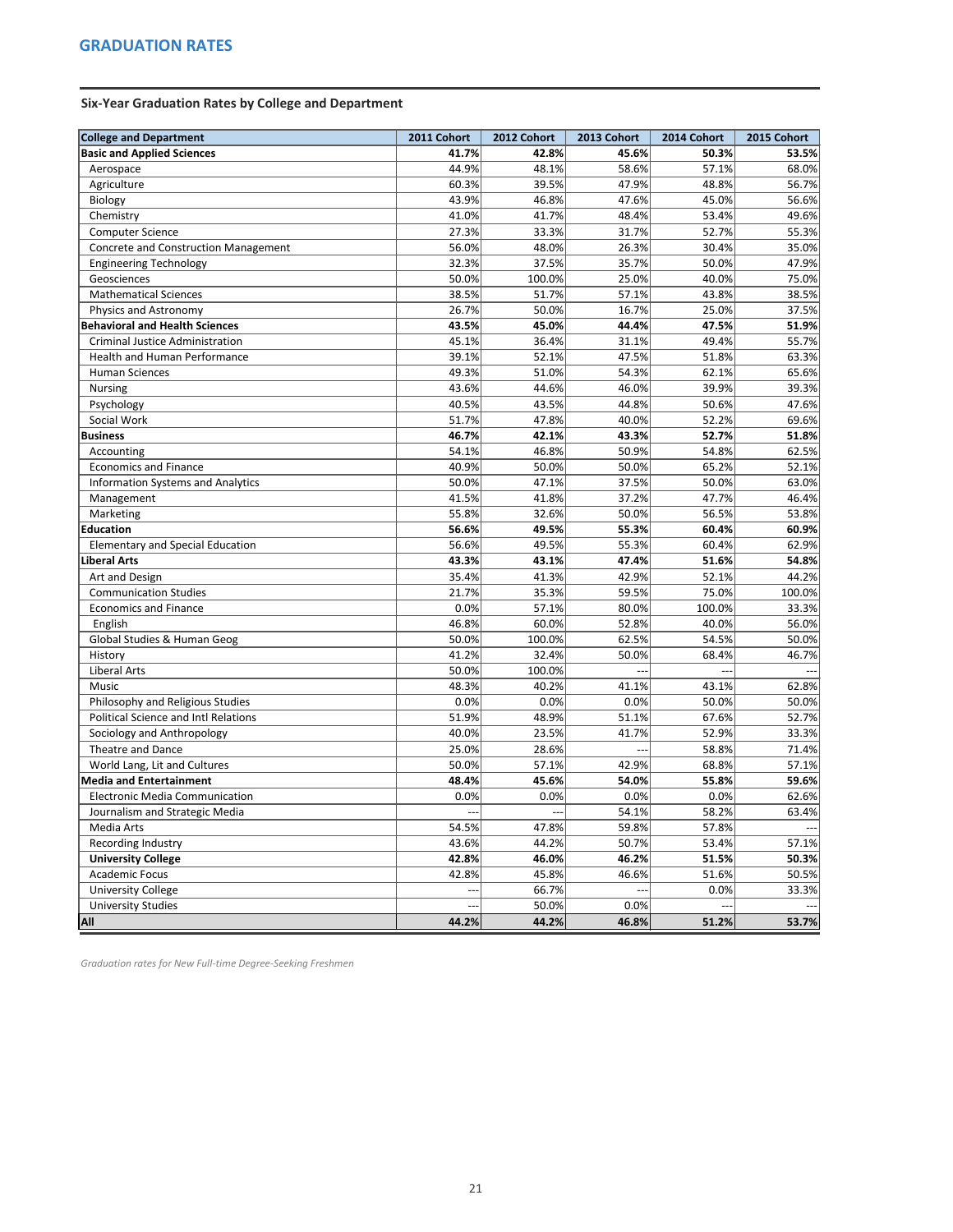# GRADUATION RATES

## Six-Year Graduation Rates by College and Department

| College and Department | 2011 Cohort | 2012 Cohort | 2013 Cohort | 2014 Cohort | 2015 Cohort |
|---|---|---|---|---|---|
| **Basic and Applied Sciences** | **41.7%** | **42.8%** | **45.6%** | **50.3%** | **53.5%** |
| Aerospace | 44.9% | 48.1% | 58.6% | 57.1% | 68.0% |
| Agriculture | 60.3% | 39.5% | 47.9% | 48.8% | 56.7% |
| Biology | 43.9% | 46.8% | 47.6% | 45.0% | 56.6% |
| Chemistry | 41.0% | 41.7% | 48.4% | 53.4% | 49.6% |
| Computer Science | 27.3% | 33.3% | 31.7% | 52.7% | 55.3% |
| Concrete and Construction Management | 56.0% | 48.0% | 26.3% | 30.4% | 35.0% |
| Engineering Technology | 32.3% | 37.5% | 35.7% | 50.0% | 47.9% |
| Geosciences | 50.0% | 100.0% | 25.0% | 40.0% | 75.0% |
| Mathematical Sciences | 38.5% | 51.7% | 57.1% | 43.8% | 38.5% |
| Physics and Astronomy | 26.7% | 50.0% | 16.7% | 25.0% | 37.5% |
| **Behavioral and Health Sciences** | **43.5%** | **45.0%** | **44.4%** | **47.5%** | **51.9%** |
| Criminal Justice Administration | 45.1% | 36.4% | 31.1% | 49.4% | 55.7% |
| Health and Human Performance | 39.1% | 52.1% | 47.5% | 51.8% | 63.3% |
| Human Sciences | 49.3% | 51.0% | 54.3% | 62.1% | 65.6% |
| Nursing | 43.6% | 44.6% | 46.0% | 39.9% | 39.3% |
| Psychology | 40.5% | 43.5% | 44.8% | 50.6% | 47.6% |
| Social Work | 51.7% | 47.8% | 40.0% | 52.2% | 69.6% |
| **Business** | **46.7%** | **42.1%** | **43.3%** | **52.7%** | **51.8%** |
| Accounting | 54.1% | 46.8% | 50.9% | 54.8% | 62.5% |
| Economics and Finance | 40.9% | 50.0% | 50.0% | 65.2% | 52.1% |
| Information Systems and Analytics | 50.0% | 47.1% | 37.5% | 50.0% | 63.0% |
| Management | 41.5% | 41.8% | 37.2% | 47.7% | 46.4% |
| Marketing | 55.8% | 32.6% | 50.0% | 56.5% | 53.8% |
| **Education** | **56.6%** | **49.5%** | **55.3%** | **60.4%** | **60.9%** |
| Elementary and Special Education | 56.6% | 49.5% | 55.3% | 60.4% | 62.9% |
| **Liberal Arts** | **43.3%** | **43.1%** | **47.4%** | **51.6%** | **54.8%** |
| Art and Design | 35.4% | 41.3% | 42.9% | 52.1% | 44.2% |
| Communication Studies | 21.7% | 35.3% | 59.5% | 75.0% | 100.0% |
| Economics and Finance | 0.0% | 57.1% | 80.0% | 100.0% | 33.3% |
| English | 46.8% | 60.0% | 52.8% | 40.0% | 56.0% |
| Global Studies & Human Geog | 50.0% | 100.0% | 62.5% | 54.5% | 50.0% |
| History | 41.2% | 32.4% | 50.0% | 68.4% | 46.7% |
| Liberal Arts | 50.0% | 100.0% | --- | --- | --- |
| Music | 48.3% | 40.2% | 41.1% | 43.1% | 62.8% |
| Philosophy and Religious Studies | 0.0% | 0.0% | 0.0% | 50.0% | 50.0% |
| Political Science and Intl Relations | 51.9% | 48.9% | 51.1% | 67.6% | 52.7% |
| Sociology and Anthropology | 40.0% | 23.5% | 41.7% | 52.9% | 33.3% |
| Theatre and Dance | 25.0% | 28.6% | --- | 58.8% | 71.4% |
| World Lang, Lit and Cultures | 50.0% | 57.1% | 42.9% | 68.8% | 57.1% |
| **Media and Entertainment** | **48.4%** | **45.6%** | **54.0%** | **55.8%** | **59.6%** |
| Electronic Media Communication | 0.0% | 0.0% | 0.0% | 0.0% | 62.6% |
| Journalism and Strategic Media | --- | --- | 54.1% | 58.2% | 63.4% |
| Media Arts | 54.5% | 47.8% | 59.8% | 57.8% | --- |
| Recording Industry | 43.6% | 44.2% | 50.7% | 53.4% | 57.1% |
| **University College** | **42.8%** | **46.0%** | **46.2%** | **51.5%** | **50.3%** |
| Academic Focus | 42.8% | 45.8% | 46.6% | 51.6% | 50.5% |
| University College | --- | 66.7% | --- | 0.0% | 33.3% |
| University Studies | --- | 50.0% | 0.0% | --- | --- |
| **All** | **44.2%** | **44.2%** | **46.8%** | **51.2%** | **53.7%** |

*Graduation rates for New Full-time Degree-Seeking Freshmen*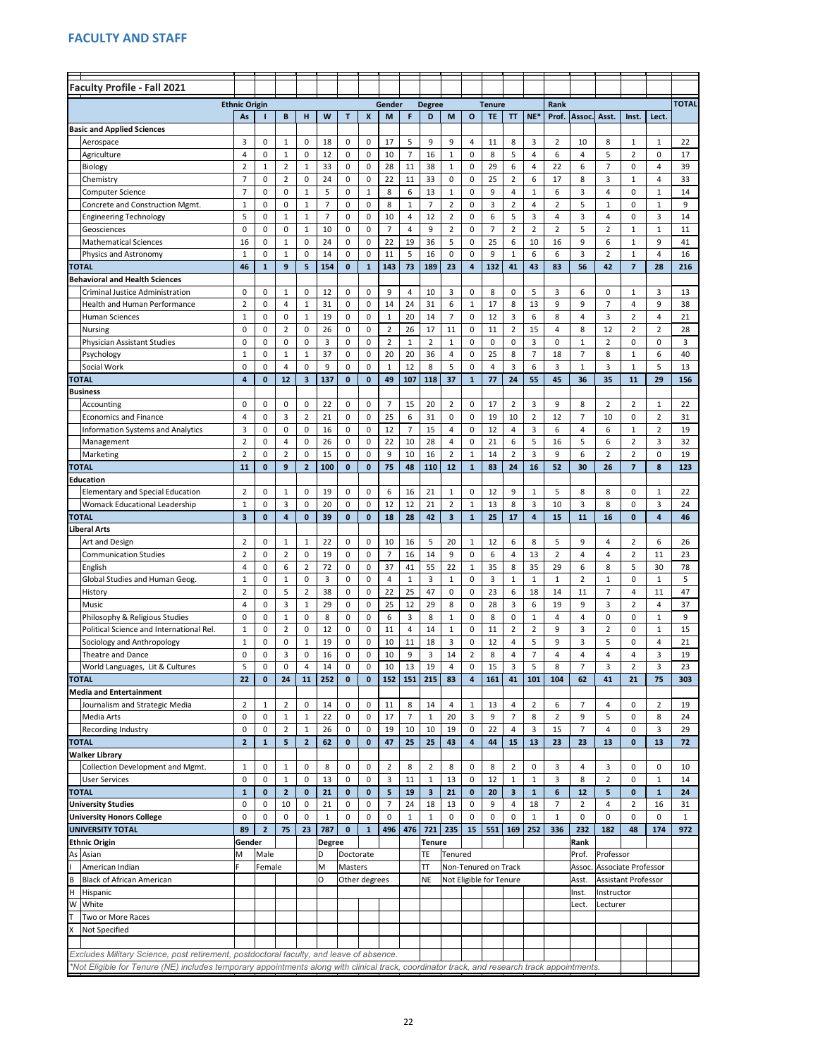# FACULTY AND STAFF

| Faculty Profile - Fall 2021 | | | | | | | | | | | | | | | | | | | | | |
|---|---|---|---|---|---|---|---|---|---|---|---|---|---|---|---|---|---|---|---|---|---|
| | Ethnic Origin | | | | | | | Gender | | Degree | | | Tenure | | | Rank | | | | | TOTAL |
| | As | I | B | H | W | T | X | M | F | D | M | O | TE | TT | NE* | Prof. | Assoc. | Asst. | Inst. | Lect. | |
| **Basic and Applied Sciences** | | | | | | | | | | | | | | | | | | | | | |
| Aerospace | 3 | 0 | 1 | 0 | 18 | 0 | 0 | 17 | 5 | 9 | 9 | 4 | 11 | 8 | 3 | 2 | 10 | 8 | 1 | 1 | 22 |
| Agriculture | 4 | 0 | 1 | 0 | 12 | 0 | 0 | 10 | 7 | 16 | 1 | 0 | 8 | 5 | 4 | 6 | 4 | 5 | 2 | 0 | 17 |
| Biology | 2 | 1 | 2 | 1 | 33 | 0 | 0 | 28 | 11 | 38 | 1 | 0 | 29 | 6 | 4 | 22 | 6 | 7 | 0 | 4 | 39 |
| Chemistry | 7 | 0 | 2 | 0 | 24 | 0 | 0 | 22 | 11 | 33 | 0 | 0 | 25 | 2 | 6 | 17 | 8 | 3 | 1 | 4 | 33 |
| Computer Science | 7 | 0 | 0 | 1 | 5 | 0 | 1 | 8 | 6 | 13 | 1 | 0 | 9 | 4 | 1 | 6 | 3 | 4 | 0 | 1 | 14 |
| Concrete and Construction Mgmt. | 1 | 0 | 0 | 1 | 7 | 0 | 0 | 8 | 1 | 7 | 2 | 0 | 3 | 2 | 4 | 2 | 5 | 1 | 0 | 1 | 9 |
| Engineering Technology | 5 | 0 | 1 | 1 | 7 | 0 | 0 | 10 | 4 | 12 | 2 | 0 | 6 | 5 | 3 | 4 | 3 | 4 | 0 | 3 | 14 |
| Geosciences | 0 | 0 | 0 | 1 | 10 | 0 | 0 | 7 | 4 | 9 | 2 | 0 | 7 | 2 | 2 | 2 | 5 | 2 | 1 | 1 | 11 |
| Mathematical Sciences | 16 | 0 | 1 | 0 | 24 | 0 | 0 | 22 | 19 | 36 | 5 | 0 | 25 | 6 | 10 | 16 | 9 | 6 | 1 | 9 | 41 |
| Physics and Astronomy | 1 | 0 | 1 | 0 | 14 | 0 | 0 | 11 | 5 | 16 | 0 | 0 | 9 | 1 | 6 | 6 | 3 | 2 | 1 | 4 | 16 |
| **TOTAL** | **46** | **1** | **9** | **5** | **154** | **0** | **1** | **143** | **73** | **189** | **23** | **4** | **132** | **41** | **43** | **83** | **56** | **42** | **7** | **28** | **216** |
| **Behavioral and Health Sciences** | | | | | | | | | | | | | | | | | | | | | |
| Criminal Justice Administration | 0 | 0 | 1 | 0 | 12 | 0 | 0 | 9 | 4 | 10 | 3 | 0 | 8 | 0 | 5 | 3 | 6 | 0 | 1 | 3 | 13 |
| Health and Human Performance | 2 | 0 | 4 | 1 | 31 | 0 | 0 | 14 | 24 | 31 | 6 | 1 | 17 | 8 | 13 | 9 | 9 | 7 | 4 | 9 | 38 |
| Human Sciences | 1 | 0 | 0 | 1 | 19 | 0 | 0 | 1 | 20 | 14 | 7 | 0 | 12 | 3 | 6 | 8 | 4 | 3 | 2 | 4 | 21 |
| Nursing | 0 | 0 | 2 | 0 | 26 | 0 | 0 | 2 | 26 | 17 | 11 | 0 | 11 | 2 | 15 | 4 | 8 | 12 | 2 | 2 | 28 |
| Physician Assistant Studies | 0 | 0 | 0 | 0 | 3 | 0 | 0 | 2 | 1 | 2 | 1 | 0 | 0 | 0 | 3 | 0 | 1 | 2 | 0 | 0 | 3 |
| Psychology | 1 | 0 | 1 | 1 | 37 | 0 | 0 | 20 | 20 | 36 | 4 | 0 | 25 | 8 | 7 | 18 | 7 | 8 | 1 | 6 | 40 |
| Social Work | 0 | 0 | 4 | 0 | 9 | 0 | 0 | 1 | 12 | 8 | 5 | 0 | 4 | 3 | 6 | 3 | 1 | 3 | 1 | 5 | 13 |
| **TOTAL** | **4** | **0** | **12** | **3** | **137** | **0** | **0** | **49** | **107** | **118** | **37** | **1** | **77** | **24** | **55** | **45** | **36** | **35** | **11** | **29** | **156** |
| **Business** | | | | | | | | | | | | | | | | | | | | | |
| Accounting | 0 | 0 | 0 | 0 | 22 | 0 | 0 | 7 | 15 | 20 | 2 | 0 | 17 | 2 | 3 | 9 | 8 | 2 | 2 | 1 | 22 |
| Economics and Finance | 4 | 0 | 3 | 2 | 21 | 0 | 0 | 25 | 6 | 31 | 0 | 0 | 19 | 10 | 2 | 12 | 7 | 10 | 0 | 2 | 31 |
| Information Systems and Analytics | 3 | 0 | 0 | 0 | 16 | 0 | 0 | 12 | 7 | 15 | 4 | 0 | 12 | 4 | 3 | 6 | 4 | 6 | 1 | 2 | 19 |
| Management | 2 | 0 | 4 | 0 | 26 | 0 | 0 | 22 | 10 | 28 | 4 | 0 | 21 | 6 | 5 | 16 | 5 | 6 | 2 | 3 | 32 |
| Marketing | 2 | 0 | 2 | 0 | 15 | 0 | 0 | 9 | 10 | 16 | 2 | 1 | 14 | 2 | 3 | 9 | 6 | 2 | 2 | 0 | 19 |
| **TOTAL** | **11** | **0** | **9** | **2** | **100** | **0** | **0** | **75** | **48** | **110** | **12** | **1** | **83** | **24** | **16** | **52** | **30** | **26** | **7** | **8** | **123** |
| **Education** | | | | | | | | | | | | | | | | | | | | | |
| Elementary and Special Education | 2 | 0 | 1 | 0 | 19 | 0 | 0 | 6 | 16 | 21 | 1 | 0 | 12 | 9 | 1 | 5 | 8 | 8 | 0 | 1 | 22 |
| Womack Educational Leadership | 1 | 0 | 3 | 0 | 20 | 0 | 0 | 12 | 12 | 21 | 2 | 1 | 13 | 8 | 3 | 10 | 3 | 8 | 0 | 3 | 24 |
| **TOTAL** | **3** | **0** | **4** | **0** | **39** | **0** | **0** | **18** | **28** | **42** | **3** | **1** | **25** | **17** | **4** | **15** | **11** | **16** | **0** | **4** | **46** |
| **Liberal Arts** | | | | | | | | | | | | | | | | | | | | | |
| Art and Design | 2 | 0 | 1 | 1 | 22 | 0 | 0 | 10 | 16 | 5 | 20 | 1 | 12 | 6 | 8 | 5 | 9 | 4 | 2 | 6 | 26 |
| Communication Studies | 2 | 0 | 2 | 0 | 19 | 0 | 0 | 7 | 16 | 14 | 9 | 0 | 6 | 4 | 13 | 2 | 4 | 4 | 2 | 11 | 23 |
| English | 4 | 0 | 6 | 2 | 72 | 0 | 0 | 37 | 41 | 55 | 22 | 1 | 35 | 8 | 35 | 29 | 6 | 8 | 5 | 30 | 78 |
| Global Studies and Human Geog. | 1 | 0 | 1 | 0 | 3 | 0 | 0 | 4 | 1 | 3 | 1 | 0 | 3 | 1 | 1 | 1 | 2 | 1 | 0 | 1 | 5 |
| History | 2 | 0 | 5 | 2 | 38 | 0 | 0 | 22 | 25 | 47 | 0 | 0 | 23 | 6 | 18 | 14 | 11 | 7 | 4 | 11 | 47 |
| Music | 4 | 0 | 3 | 1 | 29 | 0 | 0 | 25 | 12 | 29 | 8 | 0 | 28 | 3 | 6 | 19 | 9 | 3 | 2 | 4 | 37 |
| Philosophy & Religious Studies | 0 | 0 | 1 | 0 | 8 | 0 | 0 | 6 | 3 | 8 | 1 | 0 | 8 | 0 | 1 | 4 | 4 | 0 | 0 | 1 | 9 |
| Political Science and International Rel. | 1 | 0 | 2 | 0 | 12 | 0 | 0 | 11 | 4 | 14 | 1 | 0 | 11 | 2 | 2 | 9 | 3 | 2 | 0 | 1 | 15 |
| Sociology and Anthropology | 1 | 0 | 0 | 1 | 19 | 0 | 0 | 10 | 11 | 18 | 3 | 0 | 12 | 4 | 5 | 9 | 3 | 5 | 0 | 4 | 21 |
| Theatre and Dance | 0 | 0 | 3 | 0 | 16 | 0 | 0 | 10 | 9 | 3 | 14 | 2 | 8 | 4 | 7 | 4 | 4 | 4 | 4 | 3 | 19 |
| World Languages, Lit & Cultures | 5 | 0 | 0 | 4 | 14 | 0 | 0 | 10 | 13 | 19 | 4 | 0 | 15 | 3 | 5 | 8 | 7 | 3 | 2 | 3 | 23 |
| **TOTAL** | **22** | **0** | **24** | **11** | **252** | **0** | **0** | **152** | **151** | **215** | **83** | **4** | **161** | **41** | **101** | **104** | **62** | **41** | **21** | **75** | **303** |
| **Media and Entertainment** | | | | | | | | | | | | | | | | | | | | | |
| Journalism and Strategic Media | 2 | 1 | 2 | 0 | 14 | 0 | 0 | 11 | 8 | 14 | 4 | 1 | 13 | 4 | 2 | 6 | 7 | 4 | 0 | 2 | 19 |
| Media Arts | 0 | 0 | 1 | 1 | 22 | 0 | 0 | 17 | 7 | 1 | 20 | 3 | 9 | 7 | 8 | 2 | 9 | 5 | 0 | 8 | 24 |
| Recording Industry | 0 | 0 | 2 | 1 | 26 | 0 | 0 | 19 | 10 | 10 | 19 | 0 | 22 | 4 | 3 | 15 | 7 | 4 | 0 | 3 | 29 |
| **TOTAL** | **2** | **1** | **5** | **2** | **62** | **0** | **0** | **47** | **25** | **25** | **43** | **4** | **44** | **15** | **13** | **23** | **23** | **13** | **0** | **13** | **72** |
| **Walker Library** | | | | | | | | | | | | | | | | | | | | | |
| Collection Development and Mgmt. | 1 | 0 | 1 | 0 | 8 | 0 | 0 | 2 | 8 | 2 | 8 | 0 | 8 | 2 | 0 | 3 | 4 | 3 | 0 | 0 | 10 |
| User Services | 0 | 0 | 1 | 0 | 13 | 0 | 0 | 3 | 11 | 1 | 13 | 0 | 12 | 1 | 1 | 3 | 8 | 2 | 0 | 1 | 14 |
| **TOTAL** | **1** | **0** | **2** | **0** | **21** | **0** | **0** | **5** | **19** | **3** | **21** | **0** | **20** | **3** | **1** | **6** | **12** | **5** | **0** | **1** | **24** |
| **University Studies** | 0 | 0 | 10 | 0 | 21 | 0 | 0 | 7 | 24 | 18 | 13 | 0 | 9 | 4 | 18 | 7 | 2 | 4 | 2 | 16 | 31 |
| **University Honors College** | 0 | 0 | 0 | 0 | 1 | 0 | 0 | 0 | 1 | 1 | 0 | 0 | 0 | 0 | 1 | 1 | 0 | 0 | 0 | 0 | 1 |
| **UNIVERSITY TOTAL** | **89** | **2** | **75** | **23** | **787** | **0** | **1** | **496** | **476** | **721** | **235** | **15** | **551** | **169** | **252** | **336** | **232** | **182** | **48** | **174** | **972** |

| Ethnic Origin | | Gender | | Degree | | Tenure | | Rank | |
|---|---|---|---|---|---|---|---|---|---|
| As | Asian | M | Male | D | Doctorate | TE | Tenured | Prof. | Professor |
| I | American Indian | F | Female | M | Masters | TT | Non-Tenured on Track | Assoc. | Associate Professor |
| B | Black of African American | | | O | Other degrees | NE | Not Eligible for Tenure | Asst. | Assistant Professor |
| H | Hispanic | | | | | | | Inst. | Instructor |
| W | White | | | | | | | Lect. | Lecturer |
| T | Two or More Races | | | | | | | | |
| X | Not Specified | | | | | | | | |

*Excludes Military Science, post retirement, postdoctoral faculty, and leave of absence.*

*\*Not Eligible for Tenure (NE) includes temporary appointments along with clinical track, coordinator track, and research track appointments.*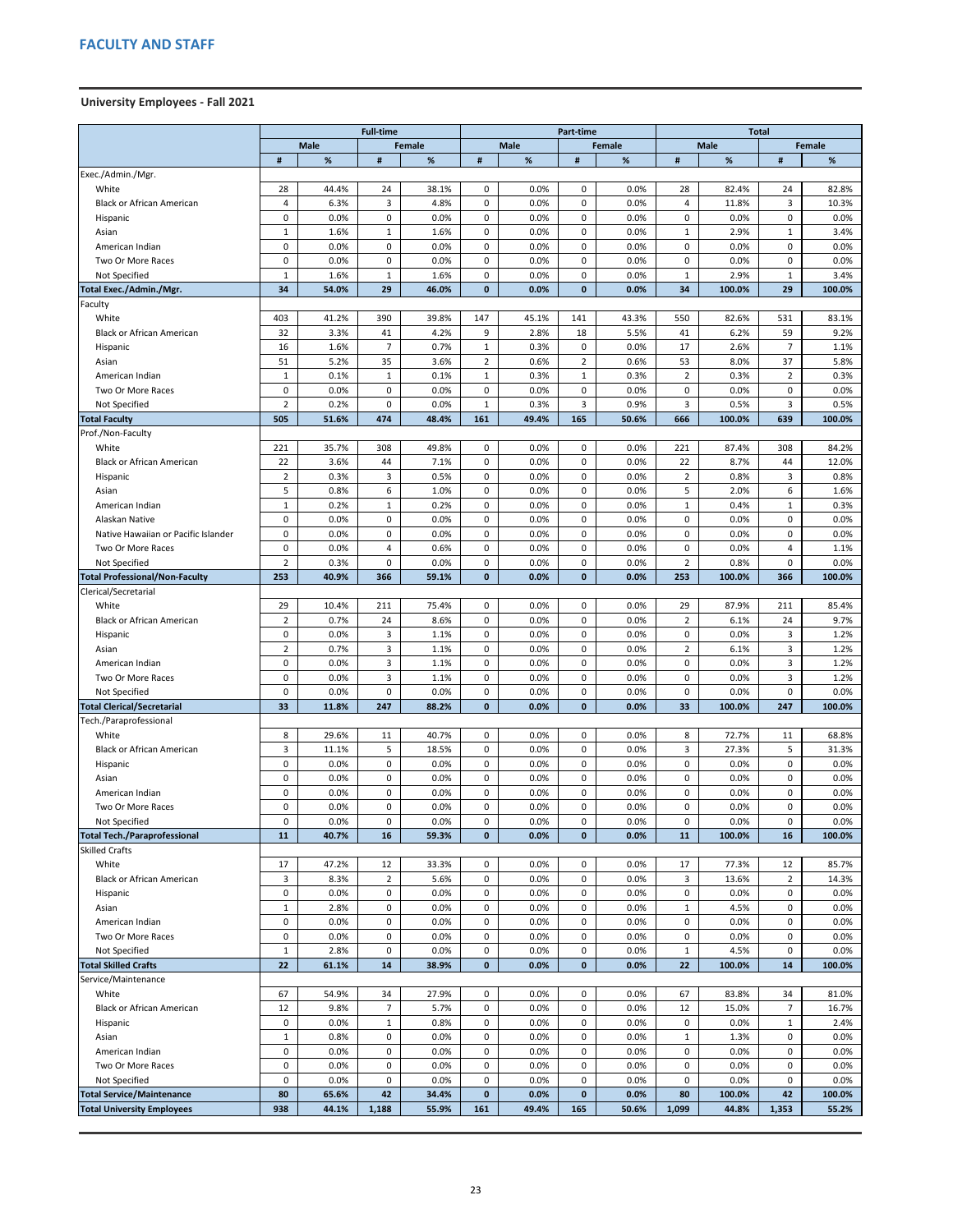# FACULTY AND STAFF

## University Employees - Fall 2021

| | Full-time | | | | Part-time | | | | Total | | | |
|---|---|---|---|---|---|---|---|---|---|---|---|---|
| | Male | | Female | | Male | | Female | | Male | | Female | |
| | # | % | # | % | # | % | # | % | # | % | # | % |
| Exec./Admin./Mgr. | | | | | | | | | | | | |
| White | 28 | 44.4% | 24 | 38.1% | 0 | 0.0% | 0 | 0.0% | 28 | 82.4% | 24 | 82.8% |
| Black or African American | 4 | 6.3% | 3 | 4.8% | 0 | 0.0% | 0 | 0.0% | 4 | 11.8% | 3 | 10.3% |
| Hispanic | 0 | 0.0% | 0 | 0.0% | 0 | 0.0% | 0 | 0.0% | 0 | 0.0% | 0 | 0.0% |
| Asian | 1 | 1.6% | 1 | 1.6% | 0 | 0.0% | 0 | 0.0% | 1 | 2.9% | 1 | 3.4% |
| American Indian | 0 | 0.0% | 0 | 0.0% | 0 | 0.0% | 0 | 0.0% | 0 | 0.0% | 0 | 0.0% |
| Two Or More Races | 0 | 0.0% | 0 | 0.0% | 0 | 0.0% | 0 | 0.0% | 0 | 0.0% | 0 | 0.0% |
| Not Specified | 1 | 1.6% | 1 | 1.6% | 0 | 0.0% | 0 | 0.0% | 1 | 2.9% | 1 | 3.4% |
| **Total Exec./Admin./Mgr.** | **34** | **54.0%** | **29** | **46.0%** | **0** | **0.0%** | **0** | **0.0%** | **34** | **100.0%** | **29** | **100.0%** |
| Faculty | | | | | | | | | | | | |
| White | 403 | 41.2% | 390 | 39.8% | 147 | 45.1% | 141 | 43.3% | 550 | 82.6% | 531 | 83.1% |
| Black or African American | 32 | 3.3% | 41 | 4.2% | 9 | 2.8% | 18 | 5.5% | 41 | 6.2% | 59 | 9.2% |
| Hispanic | 16 | 1.6% | 7 | 0.7% | 1 | 0.3% | 0 | 0.0% | 17 | 2.6% | 7 | 1.1% |
| Asian | 51 | 5.2% | 35 | 3.6% | 2 | 0.6% | 2 | 0.6% | 53 | 8.0% | 37 | 5.8% |
| American Indian | 1 | 0.1% | 1 | 0.1% | 1 | 0.3% | 1 | 0.3% | 2 | 0.3% | 2 | 0.3% |
| Two Or More Races | 0 | 0.0% | 0 | 0.0% | 0 | 0.0% | 0 | 0.0% | 0 | 0.0% | 0 | 0.0% |
| Not Specified | 2 | 0.2% | 0 | 0.0% | 1 | 0.3% | 3 | 0.9% | 3 | 0.5% | 3 | 0.5% |
| **Total Faculty** | **505** | **51.6%** | **474** | **48.4%** | **161** | **49.4%** | **165** | **50.6%** | **666** | **100.0%** | **639** | **100.0%** |
| Prof./Non-Faculty | | | | | | | | | | | | |
| White | 221 | 35.7% | 308 | 49.8% | 0 | 0.0% | 0 | 0.0% | 221 | 87.4% | 308 | 84.2% |
| Black or African American | 22 | 3.6% | 44 | 7.1% | 0 | 0.0% | 0 | 0.0% | 22 | 8.7% | 44 | 12.0% |
| Hispanic | 2 | 0.3% | 3 | 0.5% | 0 | 0.0% | 0 | 0.0% | 2 | 0.8% | 3 | 0.8% |
| Asian | 5 | 0.8% | 6 | 1.0% | 0 | 0.0% | 0 | 0.0% | 5 | 2.0% | 6 | 1.6% |
| American Indian | 1 | 0.2% | 1 | 0.2% | 0 | 0.0% | 0 | 0.0% | 1 | 0.4% | 1 | 0.3% |
| Alaskan Native | 0 | 0.0% | 0 | 0.0% | 0 | 0.0% | 0 | 0.0% | 0 | 0.0% | 0 | 0.0% |
| Native Hawaiian or Pacific Islander | 0 | 0.0% | 0 | 0.0% | 0 | 0.0% | 0 | 0.0% | 0 | 0.0% | 0 | 0.0% |
| Two Or More Races | 0 | 0.0% | 4 | 0.6% | 0 | 0.0% | 0 | 0.0% | 0 | 0.0% | 4 | 1.1% |
| Not Specified | 2 | 0.3% | 0 | 0.0% | 0 | 0.0% | 0 | 0.0% | 2 | 0.8% | 0 | 0.0% |
| **Total Professional/Non-Faculty** | **253** | **40.9%** | **366** | **59.1%** | **0** | **0.0%** | **0** | **0.0%** | **253** | **100.0%** | **366** | **100.0%** |
| Clerical/Secretarial | | | | | | | | | | | | |
| White | 29 | 10.4% | 211 | 75.4% | 0 | 0.0% | 0 | 0.0% | 29 | 87.9% | 211 | 85.4% |
| Black or African American | 2 | 0.7% | 24 | 8.6% | 0 | 0.0% | 0 | 0.0% | 2 | 6.1% | 24 | 9.7% |
| Hispanic | 0 | 0.0% | 3 | 1.1% | 0 | 0.0% | 0 | 0.0% | 0 | 0.0% | 3 | 1.2% |
| Asian | 2 | 0.7% | 3 | 1.1% | 0 | 0.0% | 0 | 0.0% | 2 | 6.1% | 3 | 1.2% |
| American Indian | 0 | 0.0% | 3 | 1.1% | 0 | 0.0% | 0 | 0.0% | 0 | 0.0% | 3 | 1.2% |
| Two Or More Races | 0 | 0.0% | 3 | 1.1% | 0 | 0.0% | 0 | 0.0% | 0 | 0.0% | 3 | 1.2% |
| Not Specified | 0 | 0.0% | 0 | 0.0% | 0 | 0.0% | 0 | 0.0% | 0 | 0.0% | 0 | 0.0% |
| **Total Clerical/Secretarial** | **33** | **11.8%** | **247** | **88.2%** | **0** | **0.0%** | **0** | **0.0%** | **33** | **100.0%** | **247** | **100.0%** |
| Tech./Paraprofessional | | | | | | | | | | | | |
| White | 8 | 29.6% | 11 | 40.7% | 0 | 0.0% | 0 | 0.0% | 8 | 72.7% | 11 | 68.8% |
| Black or African American | 3 | 11.1% | 5 | 18.5% | 0 | 0.0% | 0 | 0.0% | 3 | 27.3% | 5 | 31.3% |
| Hispanic | 0 | 0.0% | 0 | 0.0% | 0 | 0.0% | 0 | 0.0% | 0 | 0.0% | 0 | 0.0% |
| Asian | 0 | 0.0% | 0 | 0.0% | 0 | 0.0% | 0 | 0.0% | 0 | 0.0% | 0 | 0.0% |
| American Indian | 0 | 0.0% | 0 | 0.0% | 0 | 0.0% | 0 | 0.0% | 0 | 0.0% | 0 | 0.0% |
| Two Or More Races | 0 | 0.0% | 0 | 0.0% | 0 | 0.0% | 0 | 0.0% | 0 | 0.0% | 0 | 0.0% |
| Not Specified | 0 | 0.0% | 0 | 0.0% | 0 | 0.0% | 0 | 0.0% | 0 | 0.0% | 0 | 0.0% |
| **Total Tech./Paraprofessional** | **11** | **40.7%** | **16** | **59.3%** | **0** | **0.0%** | **0** | **0.0%** | **11** | **100.0%** | **16** | **100.0%** |
| Skilled Crafts | | | | | | | | | | | | |
| White | 17 | 47.2% | 12 | 33.3% | 0 | 0.0% | 0 | 0.0% | 17 | 77.3% | 12 | 85.7% |
| Black or African American | 3 | 8.3% | 2 | 5.6% | 0 | 0.0% | 0 | 0.0% | 3 | 13.6% | 2 | 14.3% |
| Hispanic | 0 | 0.0% | 0 | 0.0% | 0 | 0.0% | 0 | 0.0% | 0 | 0.0% | 0 | 0.0% |
| Asian | 1 | 2.8% | 0 | 0.0% | 0 | 0.0% | 0 | 0.0% | 1 | 4.5% | 0 | 0.0% |
| American Indian | 0 | 0.0% | 0 | 0.0% | 0 | 0.0% | 0 | 0.0% | 0 | 0.0% | 0 | 0.0% |
| Two Or More Races | 0 | 0.0% | 0 | 0.0% | 0 | 0.0% | 0 | 0.0% | 0 | 0.0% | 0 | 0.0% |
| Not Specified | 1 | 2.8% | 0 | 0.0% | 0 | 0.0% | 0 | 0.0% | 1 | 4.5% | 0 | 0.0% |
| **Total Skilled Crafts** | **22** | **61.1%** | **14** | **38.9%** | **0** | **0.0%** | **0** | **0.0%** | **22** | **100.0%** | **14** | **100.0%** |
| Service/Maintenance | | | | | | | | | | | | |
| White | 67 | 54.9% | 34 | 27.9% | 0 | 0.0% | 0 | 0.0% | 67 | 83.8% | 34 | 81.0% |
| Black or African American | 12 | 9.8% | 7 | 5.7% | 0 | 0.0% | 0 | 0.0% | 12 | 15.0% | 7 | 16.7% |
| Hispanic | 0 | 0.0% | 1 | 0.8% | 0 | 0.0% | 0 | 0.0% | 0 | 0.0% | 1 | 2.4% |
| Asian | 1 | 0.8% | 0 | 0.0% | 0 | 0.0% | 0 | 0.0% | 1 | 1.3% | 0 | 0.0% |
| American Indian | 0 | 0.0% | 0 | 0.0% | 0 | 0.0% | 0 | 0.0% | 0 | 0.0% | 0 | 0.0% |
| Two Or More Races | 0 | 0.0% | 0 | 0.0% | 0 | 0.0% | 0 | 0.0% | 0 | 0.0% | 0 | 0.0% |
| Not Specified | 0 | 0.0% | 0 | 0.0% | 0 | 0.0% | 0 | 0.0% | 0 | 0.0% | 0 | 0.0% |
| **Total Service/Maintenance** | **80** | **65.6%** | **42** | **34.4%** | **0** | **0.0%** | **0** | **0.0%** | **80** | **100.0%** | **42** | **100.0%** |
| **Total University Employees** | **938** | **44.1%** | **1,188** | **55.9%** | **161** | **49.4%** | **165** | **50.6%** | **1,099** | **44.8%** | **1,353** | **55.2%** |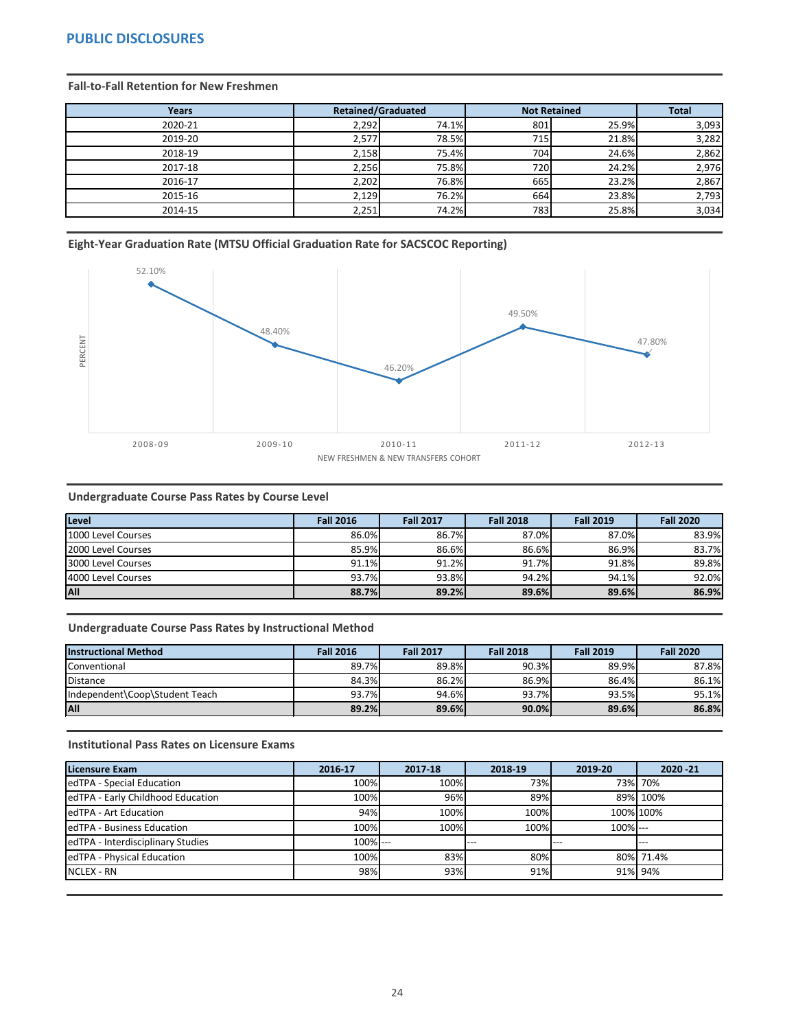## PUBLIC DISCLOSURES

### Fall-to-Fall Retention for New Freshmen

| Years | Retained/Graduated | | Not Retained | | Total |
|---|---|---|---|---|---|
| 2020-21 | 2,292 | 74.1% | 801 | 25.9% | 3,093 |
| 2019-20 | 2,577 | 78.5% | 715 | 21.8% | 3,282 |
| 2018-19 | 2,158 | 75.4% | 704 | 24.6% | 2,862 |
| 2017-18 | 2,256 | 75.8% | 720 | 24.2% | 2,976 |
| 2016-17 | 2,202 | 76.8% | 665 | 23.2% | 2,867 |
| 2015-16 | 2,129 | 76.2% | 664 | 23.8% | 2,793 |
| 2014-15 | 2,251 | 74.2% | 783 | 25.8% | 3,034 |

### Eight-Year Graduation Rate (MTSU Official Graduation Rate for SACSCOC Reporting)

| NEW FRESHMEN & NEW TRANSFERS COHORT | PERCENT |
|---|---|
| 2008-09 | 52.10% |
| 2009-10 | 48.40% |
| 2010-11 | 46.20% |
| 2011-12 | 49.50% |
| 2012-13 | 47.80% |

### Undergraduate Course Pass Rates by Course Level

| Level | Fall 2016 | Fall 2017 | Fall 2018 | Fall 2019 | Fall 2020 |
|---|---|---|---|---|---|
| 1000 Level Courses | 86.0% | 86.7% | 87.0% | 87.0% | 83.9% |
| 2000 Level Courses | 85.9% | 86.6% | 86.6% | 86.9% | 83.7% |
| 3000 Level Courses | 91.1% | 91.2% | 91.7% | 91.8% | 89.8% |
| 4000 Level Courses | 93.7% | 93.8% | 94.2% | 94.1% | 92.0% |
| **All** | **88.7%** | **89.2%** | **89.6%** | **89.6%** | **86.9%** |

### Undergraduate Course Pass Rates by Instructional Method

| Instructional Method | Fall 2016 | Fall 2017 | Fall 2018 | Fall 2019 | Fall 2020 |
|---|---|---|---|---|---|
| Conventional | 89.7% | 89.8% | 90.3% | 89.9% | 87.8% |
| Distance | 84.3% | 86.2% | 86.9% | 86.4% | 86.1% |
| Independent\Coop\Student Teach | 93.7% | 94.6% | 93.7% | 93.5% | 95.1% |
| **All** | **89.2%** | **89.6%** | **90.0%** | **89.6%** | **86.8%** |

### Institutional Pass Rates on Licensure Exams

| Licensure Exam | 2016-17 | 2017-18 | 2018-19 | 2019-20 | 2020 -21 |
|---|---|---|---|---|---|
| edTPA - Special Education | 100% | 100% | 73% | 73% | 70% |
| edTPA - Early Childhood Education | 100% | 96% | 89% | 89% | 100% |
| edTPA - Art Education | 94% | 100% | 100% | 100% | 100% |
| edTPA - Business Education | 100% | 100% | 100% | 100% | --- |
| edTPA - Interdisciplinary Studies | 100% | --- | --- | --- | --- |
| edTPA - Physical Education | 100% | 83% | 80% | 80% | 71.4% |
| NCLEX - RN | 98% | 93% | 91% | 91% | 94% |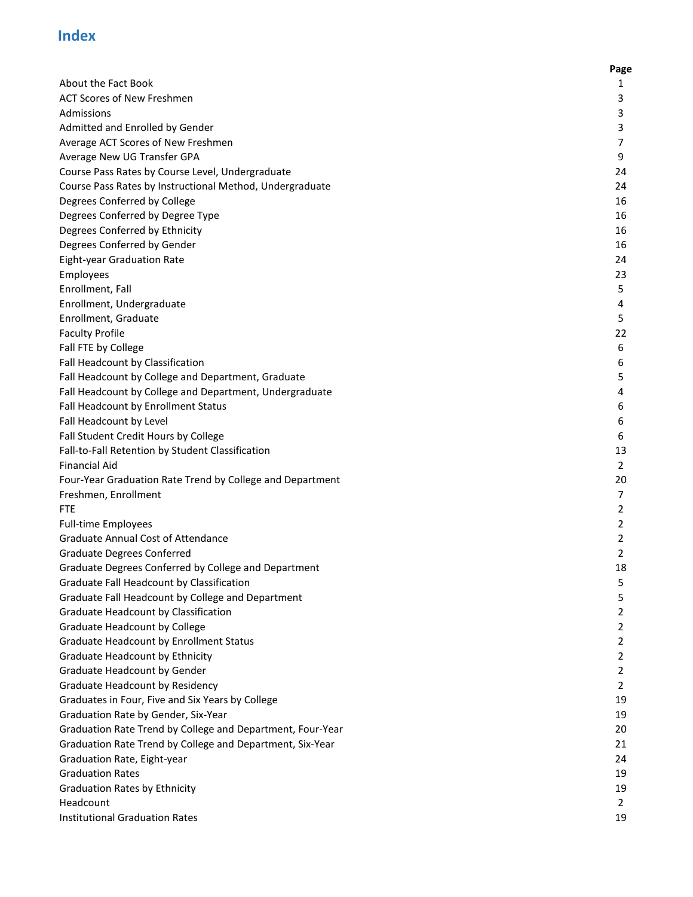# Index

| | Page |
|---|---|
| About the Fact Book | 1 |
| ACT Scores of New Freshmen | 3 |
| Admissions | 3 |
| Admitted and Enrolled by Gender | 3 |
| Average ACT Scores of New Freshmen | 7 |
| Average New UG Transfer GPA | 9 |
| Course Pass Rates by Course Level, Undergraduate | 24 |
| Course Pass Rates by Instructional Method, Undergraduate | 24 |
| Degrees Conferred by College | 16 |
| Degrees Conferred by Degree Type | 16 |
| Degrees Conferred by Ethnicity | 16 |
| Degrees Conferred by Gender | 16 |
| Eight-year Graduation Rate | 24 |
| Employees | 23 |
| Enrollment, Fall | 5 |
| Enrollment, Undergraduate | 4 |
| Enrollment, Graduate | 5 |
| Faculty Profile | 22 |
| Fall FTE by College | 6 |
| Fall Headcount by Classification | 6 |
| Fall Headcount by College and Department, Graduate | 5 |
| Fall Headcount by College and Department, Undergraduate | 4 |
| Fall Headcount by Enrollment Status | 6 |
| Fall Headcount by Level | 6 |
| Fall Student Credit Hours by College | 6 |
| Fall-to-Fall Retention by Student Classification | 13 |
| Financial Aid | 2 |
| Four-Year Graduation Rate Trend by College and Department | 20 |
| Freshmen, Enrollment | 7 |
| FTE | 2 |
| Full-time Employees | 2 |
| Graduate Annual Cost of Attendance | 2 |
| Graduate Degrees Conferred | 2 |
| Graduate Degrees Conferred by College and Department | 18 |
| Graduate Fall Headcount by Classification | 5 |
| Graduate Fall Headcount by College and Department | 5 |
| Graduate Headcount by Classification | 2 |
| Graduate Headcount by College | 2 |
| Graduate Headcount by Enrollment Status | 2 |
| Graduate Headcount by Ethnicity | 2 |
| Graduate Headcount by Gender | 2 |
| Graduate Headcount by Residency | 2 |
| Graduates in Four, Five and Six Years by College | 19 |
| Graduation Rate by Gender, Six-Year | 19 |
| Graduation Rate Trend by College and Department, Four-Year | 20 |
| Graduation Rate Trend by College and Department, Six-Year | 21 |
| Graduation Rate, Eight-year | 24 |
| Graduation Rates | 19 |
| Graduation Rates by Ethnicity | 19 |
| Headcount | 2 |
| Institutional Graduation Rates | 19 |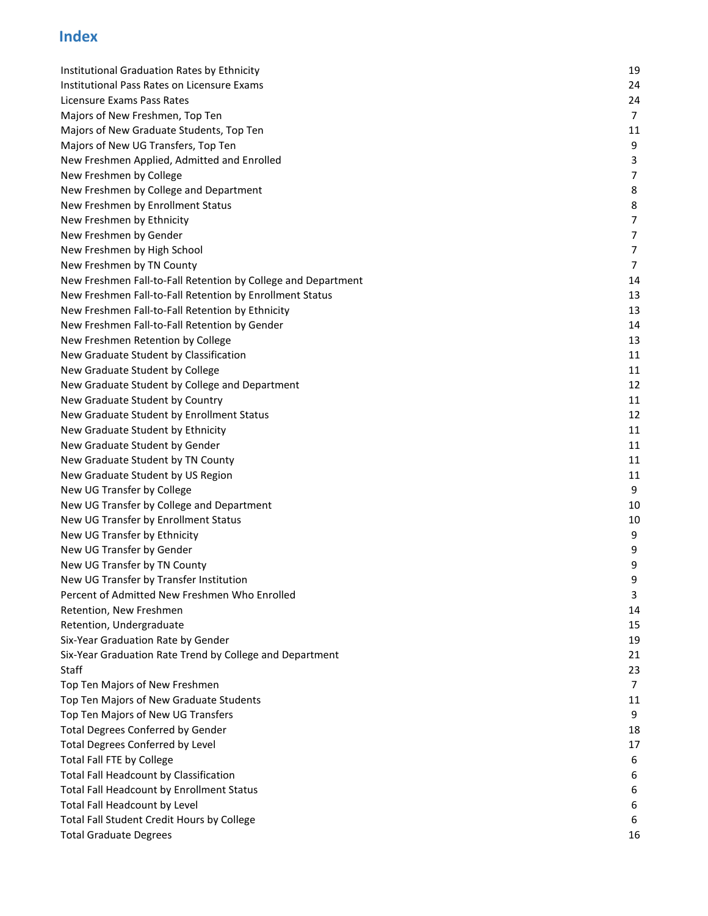## Index

| | |
|---|---|
| Institutional Graduation Rates by Ethnicity | 19 |
| Institutional Pass Rates on Licensure Exams | 24 |
| Licensure Exams Pass Rates | 24 |
| Majors of New Freshmen, Top Ten | 7 |
| Majors of New Graduate Students, Top Ten | 11 |
| Majors of New UG Transfers, Top Ten | 9 |
| New Freshmen Applied, Admitted and Enrolled | 3 |
| New Freshmen by College | 7 |
| New Freshmen by College and Department | 8 |
| New Freshmen by Enrollment Status | 8 |
| New Freshmen by Ethnicity | 7 |
| New Freshmen by Gender | 7 |
| New Freshmen by High School | 7 |
| New Freshmen by TN County | 7 |
| New Freshmen Fall-to-Fall Retention by College and Department | 14 |
| New Freshmen Fall-to-Fall Retention by Enrollment Status | 13 |
| New Freshmen Fall-to-Fall Retention by Ethnicity | 13 |
| New Freshmen Fall-to-Fall Retention by Gender | 14 |
| New Freshmen Retention by College | 13 |
| New Graduate Student by Classification | 11 |
| New Graduate Student by College | 11 |
| New Graduate Student by College and Department | 12 |
| New Graduate Student by Country | 11 |
| New Graduate Student by Enrollment Status | 12 |
| New Graduate Student by Ethnicity | 11 |
| New Graduate Student by Gender | 11 |
| New Graduate Student by TN County | 11 |
| New Graduate Student by US Region | 11 |
| New UG Transfer by College | 9 |
| New UG Transfer by College and Department | 10 |
| New UG Transfer by Enrollment Status | 10 |
| New UG Transfer by Ethnicity | 9 |
| New UG Transfer by Gender | 9 |
| New UG Transfer by TN County | 9 |
| New UG Transfer by Transfer Institution | 9 |
| Percent of Admitted New Freshmen Who Enrolled | 3 |
| Retention, New Freshmen | 14 |
| Retention, Undergraduate | 15 |
| Six-Year Graduation Rate by Gender | 19 |
| Six-Year Graduation Rate Trend by College and Department | 21 |
| Staff | 23 |
| Top Ten Majors of New Freshmen | 7 |
| Top Ten Majors of New Graduate Students | 11 |
| Top Ten Majors of New UG Transfers | 9 |
| Total Degrees Conferred by Gender | 18 |
| Total Degrees Conferred by Level | 17 |
| Total Fall FTE by College | 6 |
| Total Fall Headcount by Classification | 6 |
| Total Fall Headcount by Enrollment Status | 6 |
| Total Fall Headcount by Level | 6 |
| Total Fall Student Credit Hours by College | 6 |
| Total Graduate Degrees | 16 |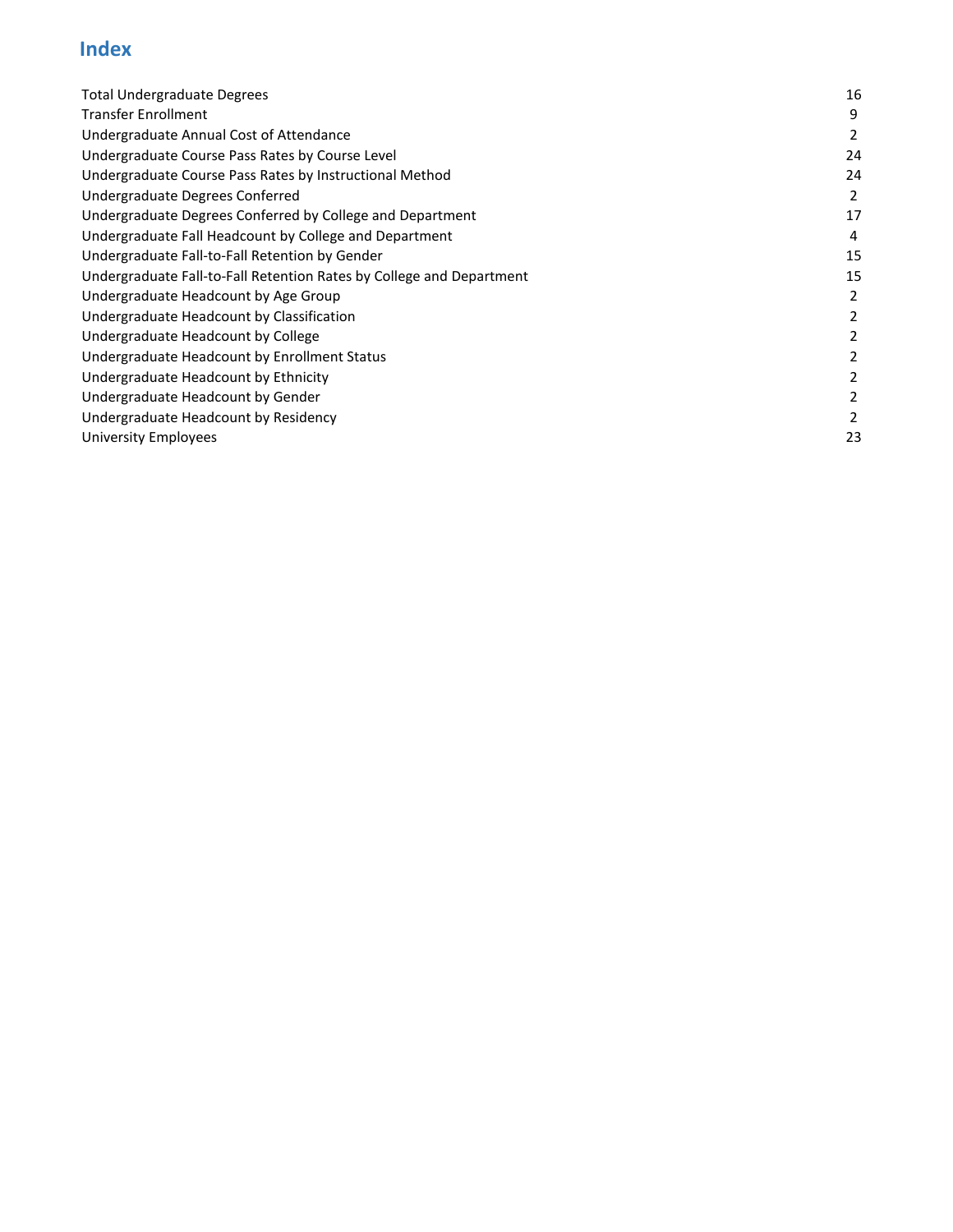## Index

| | |
|---|---|
| Total Undergraduate Degrees | 16 |
| Transfer Enrollment | 9 |
| Undergraduate Annual Cost of Attendance | 2 |
| Undergraduate Course Pass Rates by Course Level | 24 |
| Undergraduate Course Pass Rates by Instructional Method | 24 |
| Undergraduate Degrees Conferred | 2 |
| Undergraduate Degrees Conferred by College and Department | 17 |
| Undergraduate Fall Headcount by College and Department | 4 |
| Undergraduate Fall-to-Fall Retention by Gender | 15 |
| Undergraduate Fall-to-Fall Retention Rates by College and Department | 15 |
| Undergraduate Headcount by Age Group | 2 |
| Undergraduate Headcount by Classification | 2 |
| Undergraduate Headcount by College | 2 |
| Undergraduate Headcount by Enrollment Status | 2 |
| Undergraduate Headcount by Ethnicity | 2 |
| Undergraduate Headcount by Gender | 2 |
| Undergraduate Headcount by Residency | 2 |
| University Employees | 23 |